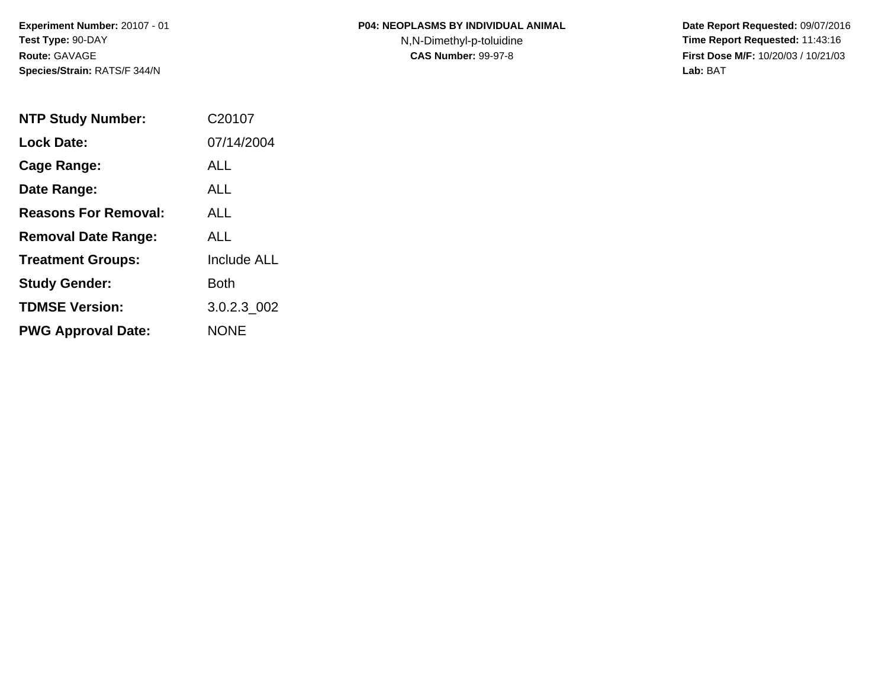**Experiment Number:** 20107 - 01
**Test Type:** 90-DAY
**Route:** GAVAGE
**Species/Strain:** RATS/F 344/N

**P04: NEOPLASMS BY INDIVIDUAL ANIMAL**
N,N-Dimethyl-p-toluidine
**CAS Number:** 99-97-8

**Date Report Requested:** 09/07/2016
**Time Report Requested:** 11:43:16
**First Dose M/F:** 10/20/03 / 10/21/03
**Lab:** BAT

| | |
|---|---|
| **NTP Study Number:** | C20107 |
| **Lock Date:** | 07/14/2004 |
| **Cage Range:** | ALL |
| **Date Range:** | ALL |
| **Reasons For Removal:** | ALL |
| **Removal Date Range:** | ALL |
| **Treatment Groups:** | Include ALL |
| **Study Gender:** | Both |
| **TDMSE Version:** | 3.0.2.3_002 |
| **PWG Approval Date:** | NONE |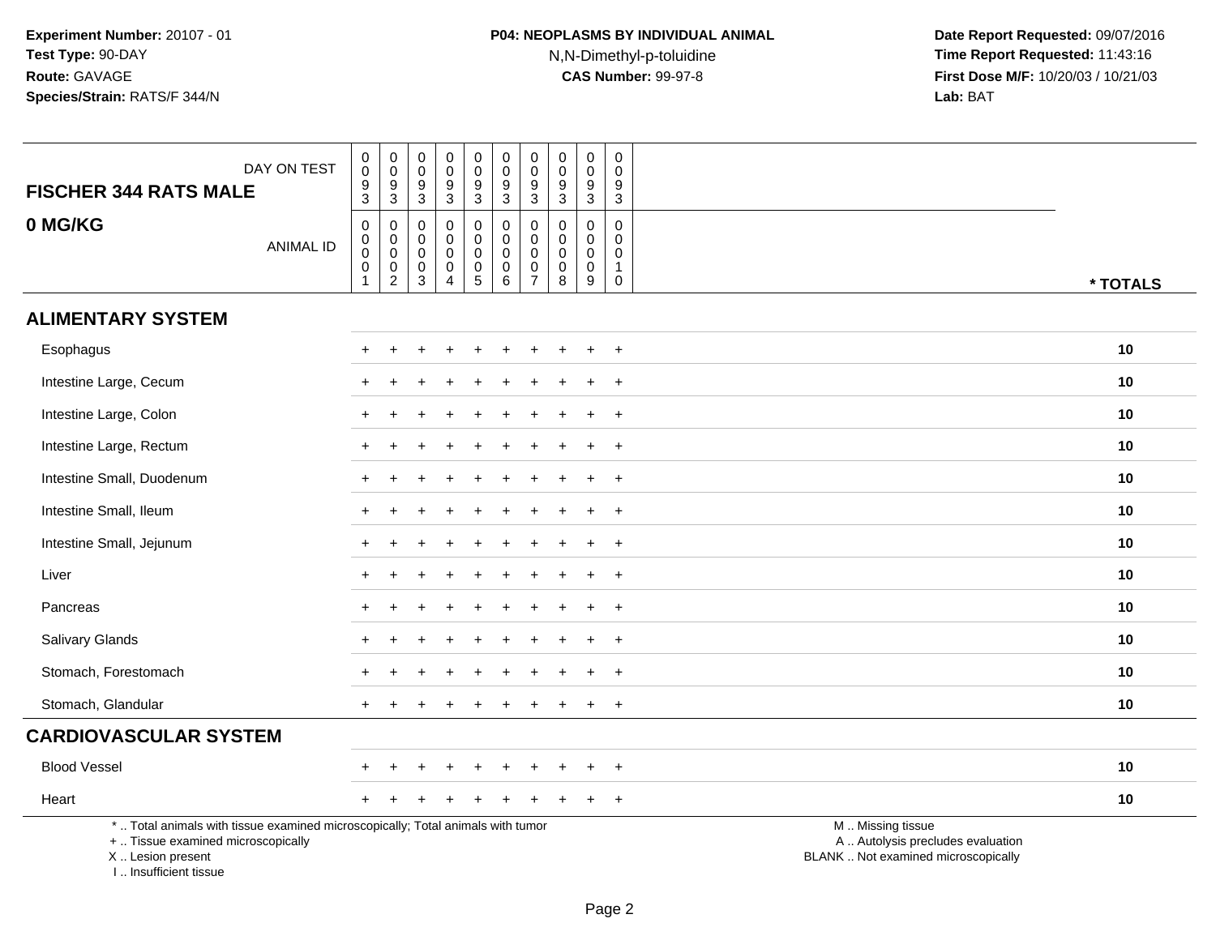**Experiment Number:** 20107 - 01
**Test Type:** 90-DAY
**Route:** GAVAGE
**Species/Strain:** RATS/F 344/N

**P04: NEOPLASMS BY INDIVIDUAL ANIMAL**
N,N-Dimethyl-p-toluidine
**CAS Number:** 99-97-8

**Date Report Requested:** 09/07/2016
**Time Report Requested:** 11:43:16
**First Dose M/F:** 10/20/03 / 10/21/03
**Lab:** BAT

| FISCHER 344 RATS MALE — DAY ON TEST | 0093 | 0093 | 0093 | 0093 | 0093 | 0093 | 0093 | 0093 | 0093 | 0093 | |
|---|---|---|---|---|---|---|---|---|---|---|---|
| **0 MG/KG** — ANIMAL ID | 00001 | 00002 | 00003 | 00004 | 00005 | 00006 | 00007 | 00008 | 00009 | 00010 | *** TOTALS** |
| **ALIMENTARY SYSTEM** | | | | | | | | | | | |
| Esophagus | + | + | + | + | + | + | + | + | + | + | **10** |
| Intestine Large, Cecum | + | + | + | + | + | + | + | + | + | + | **10** |
| Intestine Large, Colon | + | + | + | + | + | + | + | + | + | + | **10** |
| Intestine Large, Rectum | + | + | + | + | + | + | + | + | + | + | **10** |
| Intestine Small, Duodenum | + | + | + | + | + | + | + | + | + | + | **10** |
| Intestine Small, Ileum | + | + | + | + | + | + | + | + | + | + | **10** |
| Intestine Small, Jejunum | + | + | + | + | + | + | + | + | + | + | **10** |
| Liver | + | + | + | + | + | + | + | + | + | + | **10** |
| Pancreas | + | + | + | + | + | + | + | + | + | + | **10** |
| Salivary Glands | + | + | + | + | + | + | + | + | + | + | **10** |
| Stomach, Forestomach | + | + | + | + | + | + | + | + | + | + | **10** |
| Stomach, Glandular | + | + | + | + | + | + | + | + | + | + | **10** |
| **CARDIOVASCULAR SYSTEM** | | | | | | | | | | | |
| Blood Vessel | + | + | + | + | + | + | + | + | + | + | **10** |
| Heart | + | + | + | + | + | + | + | + | + | + | **10** |

* .. Total animals with tissue examined microscopically; Total animals with tumor
+ .. Tissue examined microscopically
X .. Lesion present
I .. Insufficient tissue

M .. Missing tissue
A .. Autolysis precludes evaluation
BLANK .. Not examined microscopically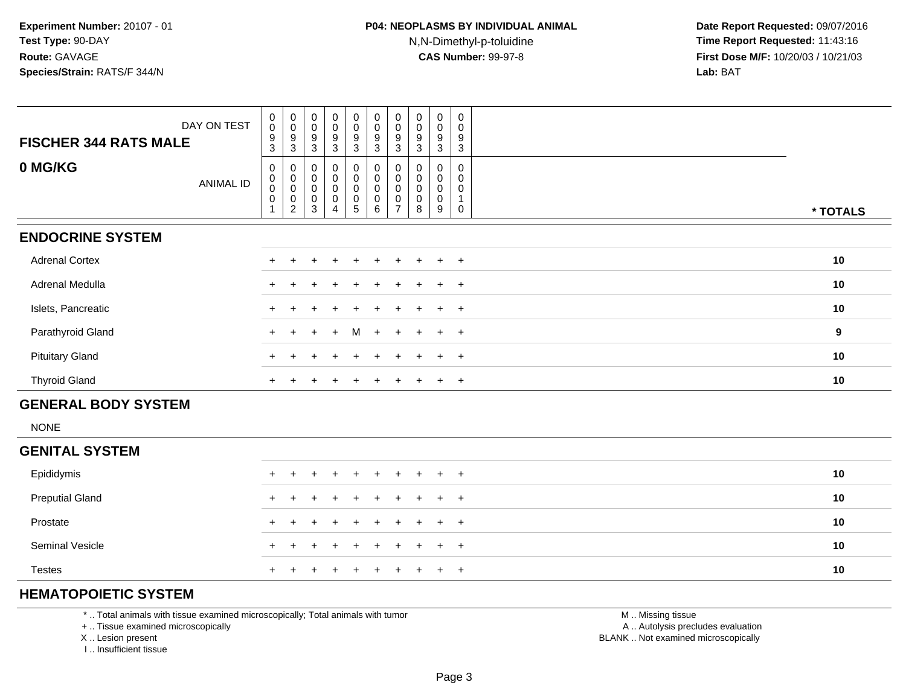Experiment Number: 20107 - 01
Test Type: 90-DAY
Route: GAVAGE
Species/Strain: RATS/F 344/N

**P04: NEOPLASMS BY INDIVIDUAL ANIMAL**
N,N-Dimethyl-p-toluidine
**CAS Number:** 99-97-8

Date Report Requested: 09/07/2016
Time Report Requested: 11:43:16
First Dose M/F: 10/20/03 / 10/21/03
Lab: BAT

| FISCHER 344 RATS MALE — DAY ON TEST | 0093 | 0093 | 0093 | 0093 | 0093 | 0093 | 0093 | 0093 | 0093 | 0093 | |
|---|---|---|---|---|---|---|---|---|---|---|---|
| **0 MG/KG** — ANIMAL ID | 00001 | 00002 | 00003 | 00004 | 00005 | 00006 | 00007 | 00008 | 00009 | 00010 | **\* TOTALS** |
| **ENDOCRINE SYSTEM** | | | | | | | | | | | |
| Adrenal Cortex | + | + | + | + | + | + | + | + | + | + | **10** |
| Adrenal Medulla | + | + | + | + | + | + | + | + | + | + | **10** |
| Islets, Pancreatic | + | + | + | + | + | + | + | + | + | + | **10** |
| Parathyroid Gland | + | + | + | + | M | + | + | + | + | + | **9** |
| Pituitary Gland | + | + | + | + | + | + | + | + | + | + | **10** |
| Thyroid Gland | + | + | + | + | + | + | + | + | + | + | **10** |
| **GENERAL BODY SYSTEM** | | | | | | | | | | | |
| NONE | | | | | | | | | | | |
| **GENITAL SYSTEM** | | | | | | | | | | | |
| Epididymis | + | + | + | + | + | + | + | + | + | + | **10** |
| Preputial Gland | + | + | + | + | + | + | + | + | + | + | **10** |
| Prostate | + | + | + | + | + | + | + | + | + | + | **10** |
| Seminal Vesicle | + | + | + | + | + | + | + | + | + | + | **10** |
| Testes | + | + | + | + | + | + | + | + | + | + | **10** |
| **HEMATOPOIETIC SYSTEM** | | | | | | | | | | | |

\* .. Total animals with tissue examined microscopically; Total animals with tumor
\+ .. Tissue examined microscopically
X .. Lesion present
I .. Insufficient tissue

M .. Missing tissue
A .. Autolysis precludes evaluation
BLANK .. Not examined microscopically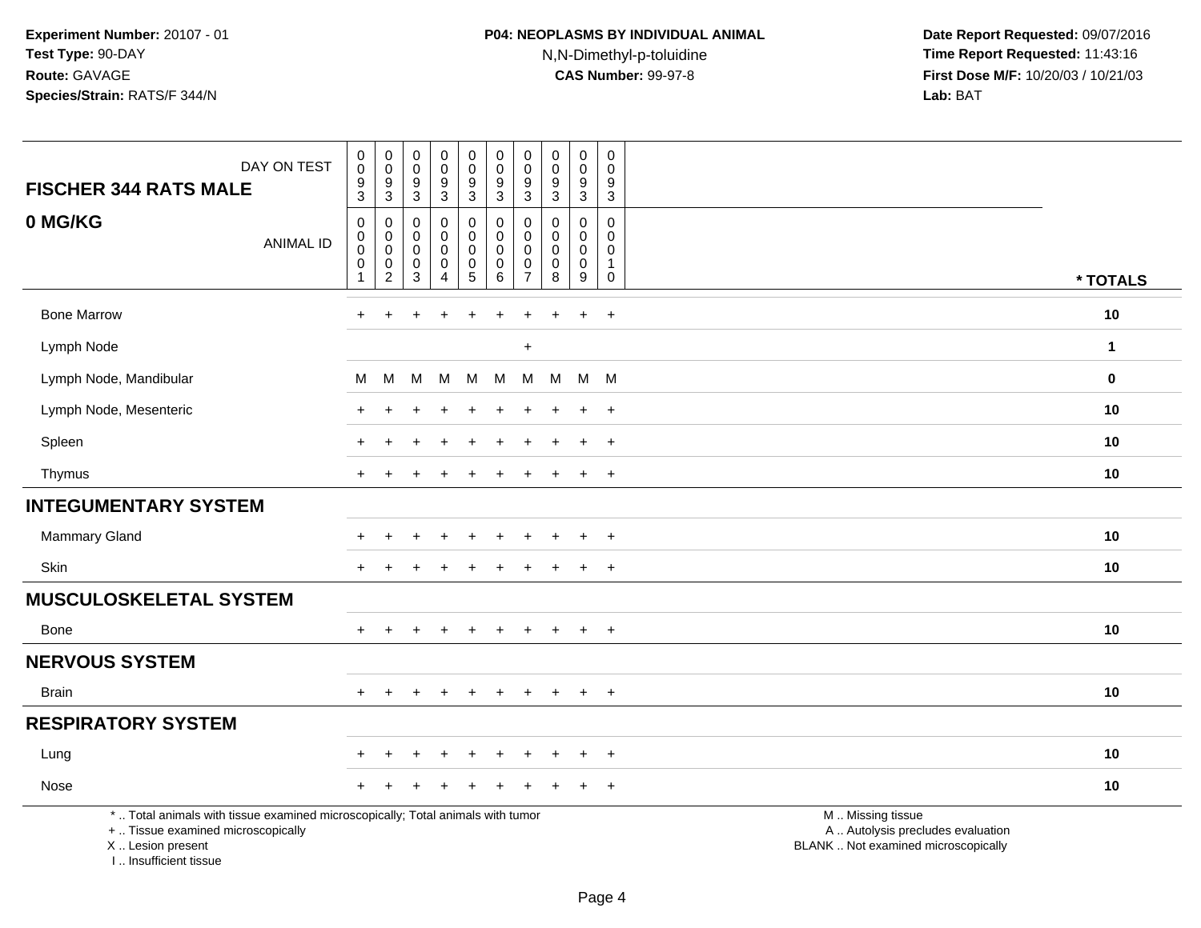**Experiment Number:** 20107 - 01
**Test Type:** 90-DAY
**Route:** GAVAGE
**Species/Strain:** RATS/F 344/N

**P04: NEOPLASMS BY INDIVIDUAL ANIMAL**
N,N-Dimethyl-p-toluidine
**CAS Number:** 99-97-8

**Date Report Requested:** 09/07/2016
**Time Report Requested:** 11:43:16
**First Dose M/F:** 10/20/03 / 10/21/03
**Lab:** BAT

| FISCHER 344 RATS MALE — DAY ON TEST | 0093 | 0093 | 0093 | 0093 | 0093 | 0093 | 0093 | 0093 | 0093 | 0093 | |
|---|---|---|---|---|---|---|---|---|---|---|---|
| **0 MG/KG** — ANIMAL ID | 00001 | 00002 | 00003 | 00004 | 00005 | 00006 | 00007 | 00008 | 00009 | 00010 | * TOTALS |
| Bone Marrow | + | + | + | + | + | + | + | + | + | + | 10 |
| Lymph Node | | | | | | | + | | | | 1 |
| Lymph Node, Mandibular | M | M | M | M | M | M | M | M | M | M | 0 |
| Lymph Node, Mesenteric | + | + | + | + | + | + | + | + | + | + | 10 |
| Spleen | + | + | + | + | + | + | + | + | + | + | 10 |
| Thymus | + | + | + | + | + | + | + | + | + | + | 10 |
| **INTEGUMENTARY SYSTEM** | | | | | | | | | | | |
| Mammary Gland | + | + | + | + | + | + | + | + | + | + | 10 |
| Skin | + | + | + | + | + | + | + | + | + | + | 10 |
| **MUSCULOSKELETAL SYSTEM** | | | | | | | | | | | |
| Bone | + | + | + | + | + | + | + | + | + | + | 10 |
| **NERVOUS SYSTEM** | | | | | | | | | | | |
| Brain | + | + | + | + | + | + | + | + | + | + | 10 |
| **RESPIRATORY SYSTEM** | | | | | | | | | | | |
| Lung | + | + | + | + | + | + | + | + | + | + | 10 |
| Nose | + | + | + | + | + | + | + | + | + | + | 10 |

* .. Total animals with tissue examined microscopically; Total animals with tumor
+ .. Tissue examined microscopically
X .. Lesion present
I .. Insufficient tissue

M .. Missing tissue
A .. Autolysis precludes evaluation
BLANK .. Not examined microscopically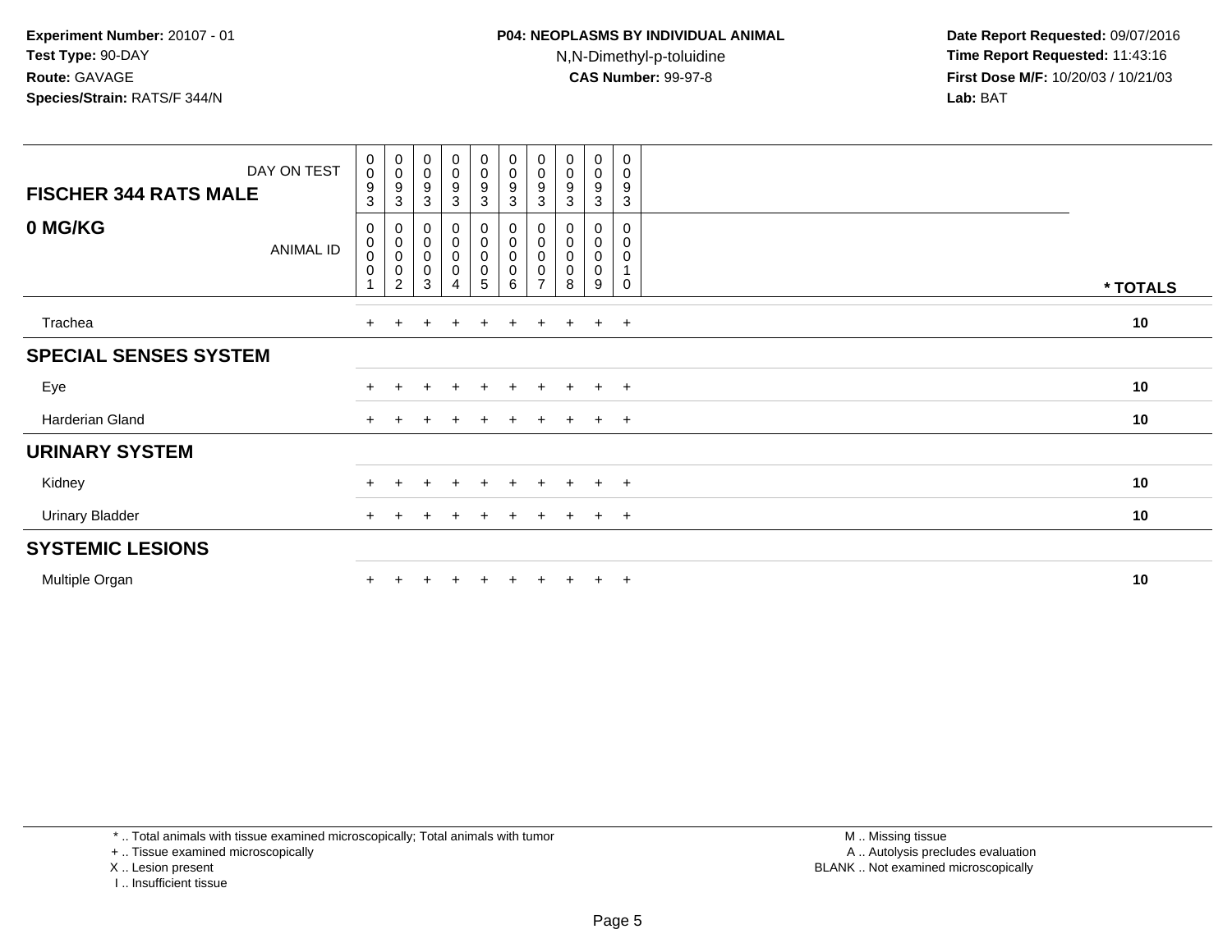Experiment Number: 20107 - 01
Test Type: 90-DAY
Route: GAVAGE
Species/Strain: RATS/F 344/N

**P04: NEOPLASMS BY INDIVIDUAL ANIMAL**
N,N-Dimethyl-p-toluidine
**CAS Number:** 99-97-8

Date Report Requested: 09/07/2016
Time Report Requested: 11:43:16
First Dose M/F: 10/20/03 / 10/21/03
Lab: BAT

| FISCHER 344 RATS MALE — DAY ON TEST | 0093 | 0093 | 0093 | 0093 | 0093 | 0093 | 0093 | 0093 | 0093 | 0093 | |
|---|---|---|---|---|---|---|---|---|---|---|---|
| **0 MG/KG** — ANIMAL ID | 0001 | 0002 | 0003 | 0004 | 0005 | 0006 | 0007 | 0008 | 0009 | 0010 | *** TOTALS** |
| Trachea | + | + | + | + | + | + | + | + | + | + | **10** |
| **SPECIAL SENSES SYSTEM** | | | | | | | | | | | |
| Eye | + | + | + | + | + | + | + | + | + | + | **10** |
| Harderian Gland | + | + | + | + | + | + | + | + | + | + | **10** |
| **URINARY SYSTEM** | | | | | | | | | | | |
| Kidney | + | + | + | + | + | + | + | + | + | + | **10** |
| Urinary Bladder | + | + | + | + | + | + | + | + | + | + | **10** |
| **SYSTEMIC LESIONS** | | | | | | | | | | | |
| Multiple Organ | + | + | + | + | + | + | + | + | + | + | **10** |

* .. Total animals with tissue examined microscopically; Total animals with tumor
+ .. Tissue examined microscopically
X .. Lesion present
I .. Insufficient tissue

M .. Missing tissue
A .. Autolysis precludes evaluation
BLANK .. Not examined microscopically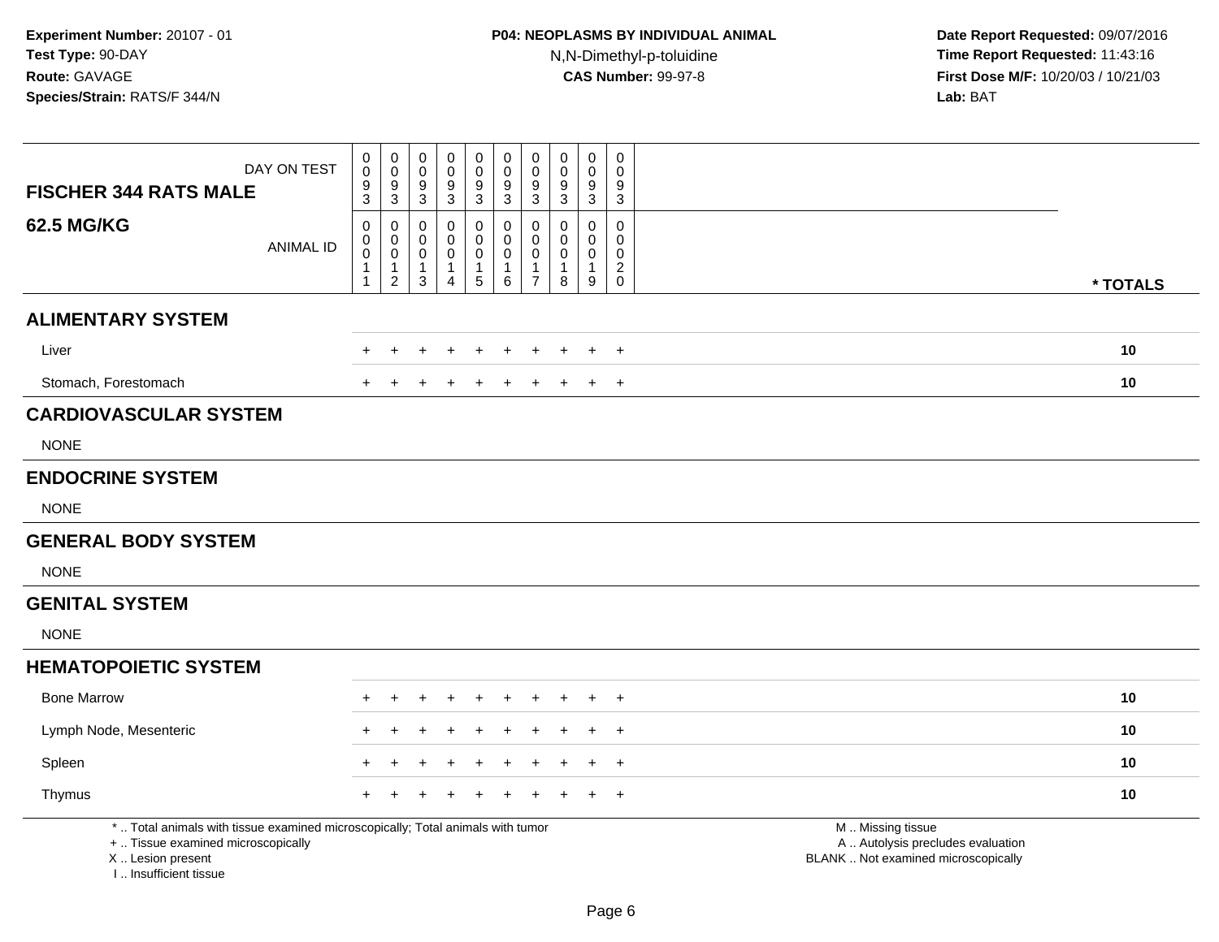Experiment Number: 20107 - 01
Test Type: 90-DAY
Route: GAVAGE
Species/Strain: RATS/F 344/N

**P04: NEOPLASMS BY INDIVIDUAL ANIMAL**
N,N-Dimethyl-p-toluidine
**CAS Number:** 99-97-8

Date Report Requested: 09/07/2016
Time Report Requested: 11:43:16
First Dose M/F: 10/20/03 / 10/21/03
Lab: BAT

| FISCHER 344 RATS MALE 62.5 MG/KG — DAY ON TEST | 0093 | 0093 | 0093 | 0093 | 0093 | 0093 | 0093 | 0093 | 0093 | 0093 | |
|---|---|---|---|---|---|---|---|---|---|---|---|
| ANIMAL ID | 00011 | 00012 | 00013 | 00014 | 00015 | 00016 | 00017 | 00018 | 00019 | 00020 | * TOTALS |
| **ALIMENTARY SYSTEM** | | | | | | | | | | | |
| Liver | + | + | + | + | + | + | + | + | + | + | 10 |
| Stomach, Forestomach | + | + | + | + | + | + | + | + | + | + | 10 |
| **CARDIOVASCULAR SYSTEM** | | | | | | | | | | | |
| NONE | | | | | | | | | | | |
| **ENDOCRINE SYSTEM** | | | | | | | | | | | |
| NONE | | | | | | | | | | | |
| **GENERAL BODY SYSTEM** | | | | | | | | | | | |
| NONE | | | | | | | | | | | |
| **GENITAL SYSTEM** | | | | | | | | | | | |
| NONE | | | | | | | | | | | |
| **HEMATOPOIETIC SYSTEM** | | | | | | | | | | | |
| Bone Marrow | + | + | + | + | + | + | + | + | + | + | 10 |
| Lymph Node, Mesenteric | + | + | + | + | + | + | + | + | + | + | 10 |
| Spleen | + | + | + | + | + | + | + | + | + | + | 10 |
| Thymus | + | + | + | + | + | + | + | + | + | + | 10 |

* .. Total animals with tissue examined microscopically; Total animals with tumor
+ .. Tissue examined microscopically
X .. Lesion present
I .. Insufficient tissue

M .. Missing tissue
A .. Autolysis precludes evaluation
BLANK .. Not examined microscopically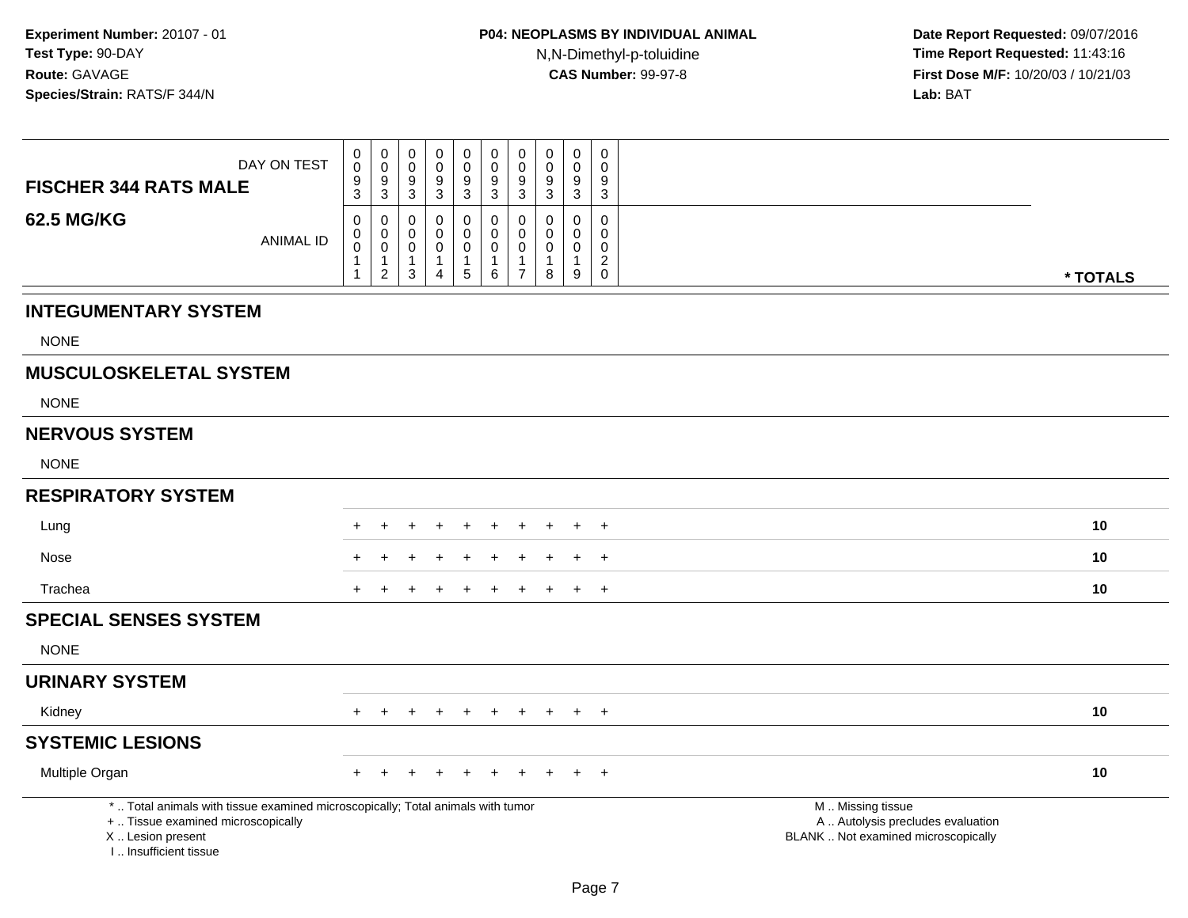**Experiment Number:** 20107 - 01
**Test Type:** 90-DAY
**Route:** GAVAGE
**Species/Strain:** RATS/F 344/N

**P04: NEOPLASMS BY INDIVIDUAL ANIMAL**
N,N-Dimethyl-p-toluidine
**CAS Number:** 99-97-8

**Date Report Requested:** 09/07/2016
**Time Report Requested:** 11:43:16
**First Dose M/F:** 10/20/03 / 10/21/03
**Lab:** BAT

| FISCHER 344 RATS MALE / 62.5 MG/KG | | | | | | | | | | | |
|---|---|---|---|---|---|---|---|---|---|---|---|
| DAY ON TEST | 0093 | 0093 | 0093 | 0093 | 0093 | 0093 | 0093 | 0093 | 0093 | 0093 | |
| ANIMAL ID | 00011 | 00012 | 00013 | 00014 | 00015 | 00016 | 00017 | 00018 | 00019 | 00020 | * TOTALS |
| **INTEGUMENTARY SYSTEM** | | | | | | | | | | | |
| NONE | | | | | | | | | | | |
| **MUSCULOSKELETAL SYSTEM** | | | | | | | | | | | |
| NONE | | | | | | | | | | | |
| **NERVOUS SYSTEM** | | | | | | | | | | | |
| NONE | | | | | | | | | | | |
| **RESPIRATORY SYSTEM** | | | | | | | | | | | |
| Lung | + | + | + | + | + | + | + | + | + | + | 10 |
| Nose | + | + | + | + | + | + | + | + | + | + | 10 |
| Trachea | + | + | + | + | + | + | + | + | + | + | 10 |
| **SPECIAL SENSES SYSTEM** | | | | | | | | | | | |
| NONE | | | | | | | | | | | |
| **URINARY SYSTEM** | | | | | | | | | | | |
| Kidney | + | + | + | + | + | + | + | + | + | + | 10 |
| **SYSTEMIC LESIONS** | | | | | | | | | | | |
| Multiple Organ | + | + | + | + | + | + | + | + | + | + | 10 |

* .. Total animals with tissue examined microscopically; Total animals with tumor
+ .. Tissue examined microscopically
X .. Lesion present
I .. Insufficient tissue

M .. Missing tissue
A .. Autolysis precludes evaluation
BLANK .. Not examined microscopically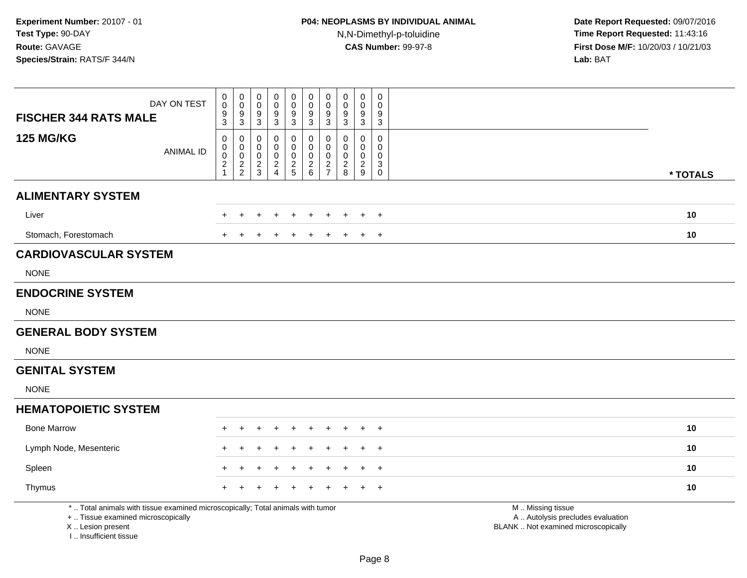**Experiment Number:** 20107 - 01
**Test Type:** 90-DAY
**Route:** GAVAGE
**Species/Strain:** RATS/F 344/N

**P04: NEOPLASMS BY INDIVIDUAL ANIMAL**
N,N-Dimethyl-p-toluidine
**CAS Number:** 99-97-8

**Date Report Requested:** 09/07/2016
**Time Report Requested:** 11:43:16
**First Dose M/F:** 10/20/03 / 10/21/03
**Lab:** BAT

| FISCHER 344 RATS MALE — DAY ON TEST | 0093 | 0093 | 0093 | 0093 | 0093 | 0093 | 0093 | 0093 | 0093 | 0093 | |
|---|---|---|---|---|---|---|---|---|---|---|---|
| **125 MG/KG** — ANIMAL ID | 00021 | 00022 | 00023 | 00024 | 00025 | 00026 | 00027 | 00028 | 00029 | 00030 | *** TOTALS** |
| **ALIMENTARY SYSTEM** | | | | | | | | | | | |
| Liver | + | + | + | + | + | + | + | + | + | + | **10** |
| Stomach, Forestomach | + | + | + | + | + | + | + | + | + | + | **10** |
| **CARDIOVASCULAR SYSTEM** | | | | | | | | | | | |
| NONE | | | | | | | | | | | |
| **ENDOCRINE SYSTEM** | | | | | | | | | | | |
| NONE | | | | | | | | | | | |
| **GENERAL BODY SYSTEM** | | | | | | | | | | | |
| NONE | | | | | | | | | | | |
| **GENITAL SYSTEM** | | | | | | | | | | | |
| NONE | | | | | | | | | | | |
| **HEMATOPOIETIC SYSTEM** | | | | | | | | | | | |
| Bone Marrow | + | + | + | + | + | + | + | + | + | + | **10** |
| Lymph Node, Mesenteric | + | + | + | + | + | + | + | + | + | + | **10** |
| Spleen | + | + | + | + | + | + | + | + | + | + | **10** |
| Thymus | + | + | + | + | + | + | + | + | + | + | **10** |

\* .. Total animals with tissue examined microscopically; Total animals with tumor
\+ .. Tissue examined microscopically
X .. Lesion present
I .. Insufficient tissue

M .. Missing tissue
A .. Autolysis precludes evaluation
BLANK .. Not examined microscopically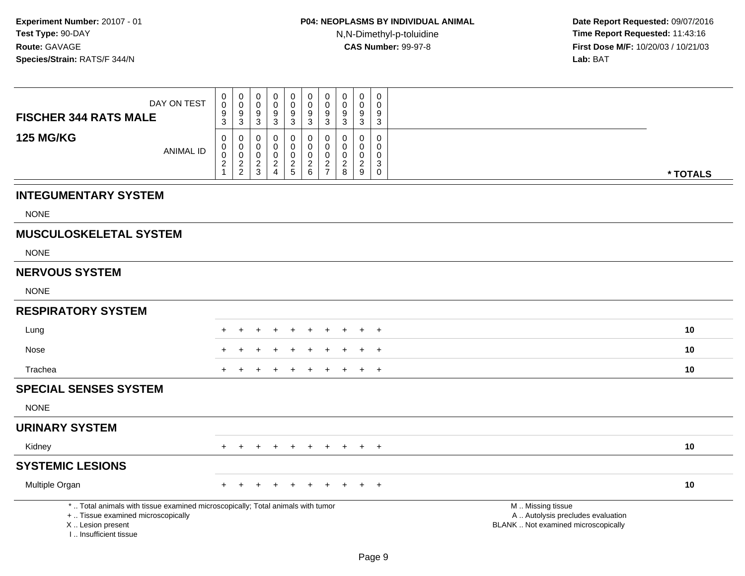**Experiment Number:** 20107 - 01
**Test Type:** 90-DAY
**Route:** GAVAGE
**Species/Strain:** RATS/F 344/N

**P04: NEOPLASMS BY INDIVIDUAL ANIMAL**
N,N-Dimethyl-p-toluidine
**CAS Number:** 99-97-8

**Date Report Requested:** 09/07/2016
**Time Report Requested:** 11:43:16
**First Dose M/F:** 10/20/03 / 10/21/03
**Lab:** BAT

| FISCHER 344 RATS MALE 125 MG/KG | | | | | | | | | | | |
|---|---|---|---|---|---|---|---|---|---|---|---|
| DAY ON TEST | 0093 | 0093 | 0093 | 0093 | 0093 | 0093 | 0093 | 0093 | 0093 | 0093 | |
| ANIMAL ID | 00021 | 00022 | 00023 | 00024 | 00025 | 00026 | 00027 | 00028 | 00029 | 00030 | * TOTALS |
| **INTEGUMENTARY SYSTEM** | | | | | | | | | | | |
| NONE | | | | | | | | | | | |
| **MUSCULOSKELETAL SYSTEM** | | | | | | | | | | | |
| NONE | | | | | | | | | | | |
| **NERVOUS SYSTEM** | | | | | | | | | | | |
| NONE | | | | | | | | | | | |
| **RESPIRATORY SYSTEM** | | | | | | | | | | | |
| Lung | + | + | + | + | + | + | + | + | + | + | **10** |
| Nose | + | + | + | + | + | + | + | + | + | + | **10** |
| Trachea | + | + | + | + | + | + | + | + | + | + | **10** |
| **SPECIAL SENSES SYSTEM** | | | | | | | | | | | |
| NONE | | | | | | | | | | | |
| **URINARY SYSTEM** | | | | | | | | | | | |
| Kidney | + | + | + | + | + | + | + | + | + | + | **10** |
| **SYSTEMIC LESIONS** | | | | | | | | | | | |
| Multiple Organ | + | + | + | + | + | + | + | + | + | + | **10** |

* .. Total animals with tissue examined microscopically; Total animals with tumor
+ .. Tissue examined microscopically
X .. Lesion present
I .. Insufficient tissue

M .. Missing tissue
A .. Autolysis precludes evaluation
BLANK .. Not examined microscopically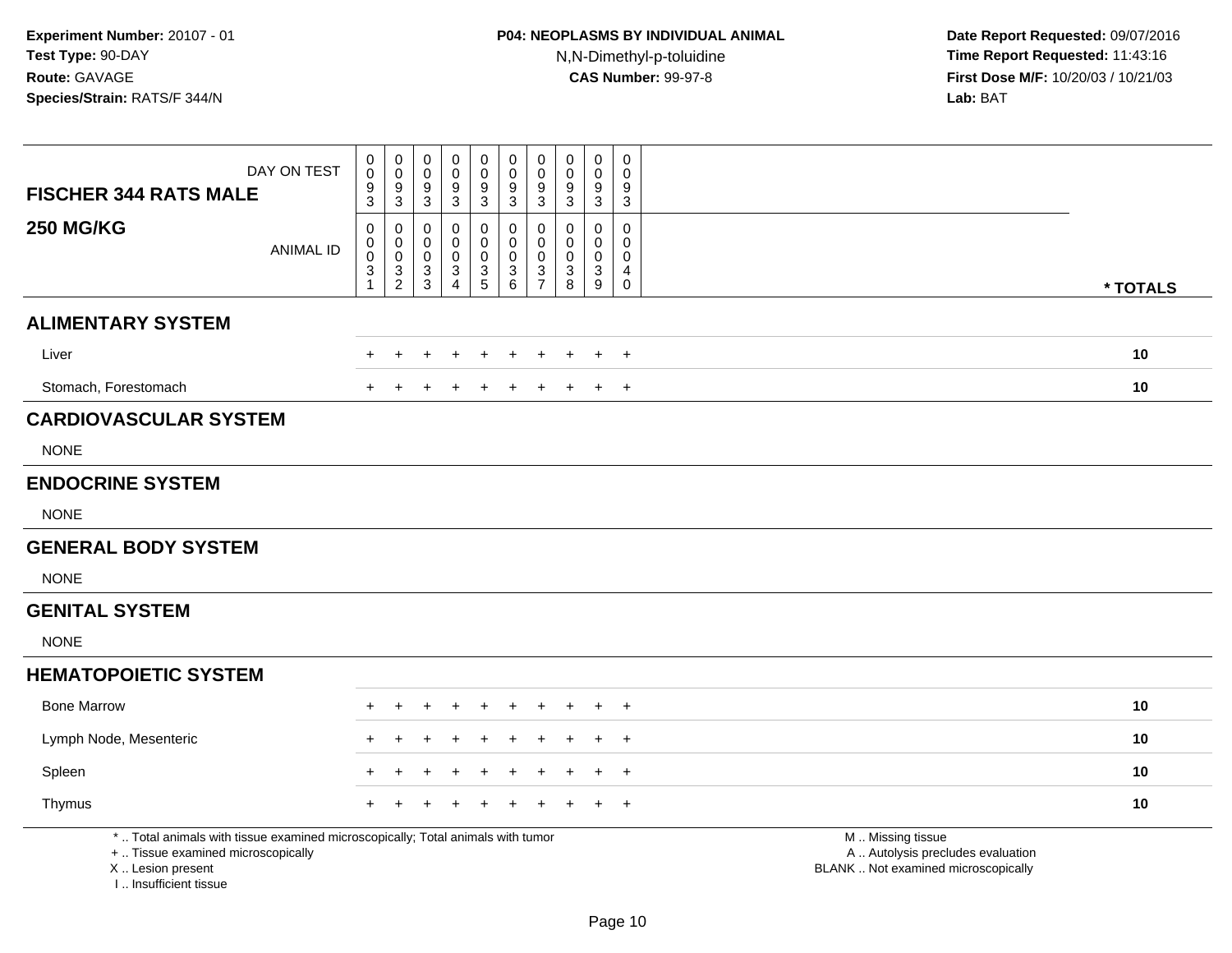**Experiment Number:** 20107 - 01
**Test Type:** 90-DAY
**Route:** GAVAGE
**Species/Strain:** RATS/F 344/N

**P04: NEOPLASMS BY INDIVIDUAL ANIMAL**
N,N-Dimethyl-p-toluidine
**CAS Number:** 99-97-8

**Date Report Requested:** 09/07/2016
**Time Report Requested:** 11:43:16
**First Dose M/F:** 10/20/03 / 10/21/03
**Lab:** BAT

| **FISCHER 344 RATS MALE** DAY ON TEST | 0093 | 0093 | 0093 | 0093 | 0093 | 0093 | 0093 | 0093 | 0093 | 0093 | |
|---|---|---|---|---|---|---|---|---|---|---|---|
| **250 MG/KG** ANIMAL ID | 00031 | 00032 | 00033 | 00034 | 00035 | 00036 | 00037 | 00038 | 00039 | 00040 | *** TOTALS** |
| **ALIMENTARY SYSTEM** | | | | | | | | | | | |
| Liver | + | + | + | + | + | + | + | + | + | + | **10** |
| Stomach, Forestomach | + | + | + | + | + | + | + | + | + | + | **10** |
| **CARDIOVASCULAR SYSTEM** | | | | | | | | | | | |
| NONE | | | | | | | | | | | |
| **ENDOCRINE SYSTEM** | | | | | | | | | | | |
| NONE | | | | | | | | | | | |
| **GENERAL BODY SYSTEM** | | | | | | | | | | | |
| NONE | | | | | | | | | | | |
| **GENITAL SYSTEM** | | | | | | | | | | | |
| NONE | | | | | | | | | | | |
| **HEMATOPOIETIC SYSTEM** | | | | | | | | | | | |
| Bone Marrow | + | + | + | + | + | + | + | + | + | + | **10** |
| Lymph Node, Mesenteric | + | + | + | + | + | + | + | + | + | + | **10** |
| Spleen | + | + | + | + | + | + | + | + | + | + | **10** |
| Thymus | + | + | + | + | + | + | + | + | + | + | **10** |

* .. Total animals with tissue examined microscopically; Total animals with tumor
+ .. Tissue examined microscopically
X .. Lesion present
I .. Insufficient tissue

M .. Missing tissue
A .. Autolysis precludes evaluation
BLANK .. Not examined microscopically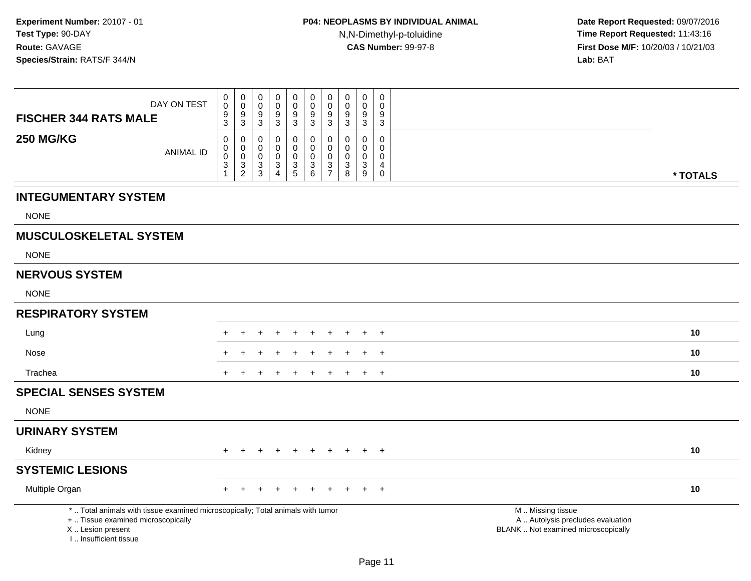**Experiment Number:** 20107 - 01
**Test Type:** 90-DAY
**Route:** GAVAGE
**Species/Strain:** RATS/F 344/N

**P04: NEOPLASMS BY INDIVIDUAL ANIMAL**
N,N-Dimethyl-p-toluidine
**CAS Number:** 99-97-8

**Date Report Requested:** 09/07/2016
**Time Report Requested:** 11:43:16
**First Dose M/F:** 10/20/03 / 10/21/03
**Lab:** BAT

| FISCHER 344 RATS MALE 250 MG/KG | | | | | | | | | | | |
|---|---|---|---|---|---|---|---|---|---|---|---|
| DAY ON TEST | 0093 | 0093 | 0093 | 0093 | 0093 | 0093 | 0093 | 0093 | 0093 | 0093 | |
| ANIMAL ID | 00031 | 00032 | 00033 | 00034 | 00035 | 00036 | 00037 | 00038 | 00039 | 00040 | * TOTALS |
| **INTEGUMENTARY SYSTEM** | | | | | | | | | | | |
| NONE | | | | | | | | | | | |
| **MUSCULOSKELETAL SYSTEM** | | | | | | | | | | | |
| NONE | | | | | | | | | | | |
| **NERVOUS SYSTEM** | | | | | | | | | | | |
| NONE | | | | | | | | | | | |
| **RESPIRATORY SYSTEM** | | | | | | | | | | | |
| Lung | + | + | + | + | + | + | + | + | + | + | 10 |
| Nose | + | + | + | + | + | + | + | + | + | + | 10 |
| Trachea | + | + | + | + | + | + | + | + | + | + | 10 |
| **SPECIAL SENSES SYSTEM** | | | | | | | | | | | |
| NONE | | | | | | | | | | | |
| **URINARY SYSTEM** | | | | | | | | | | | |
| Kidney | + | + | + | + | + | + | + | + | + | + | 10 |
| **SYSTEMIC LESIONS** | | | | | | | | | | | |
| Multiple Organ | + | + | + | + | + | + | + | + | + | + | 10 |

* .. Total animals with tissue examined microscopically; Total animals with tumor
+ .. Tissue examined microscopically
X .. Lesion present
I .. Insufficient tissue

M .. Missing tissue
A .. Autolysis precludes evaluation
BLANK .. Not examined microscopically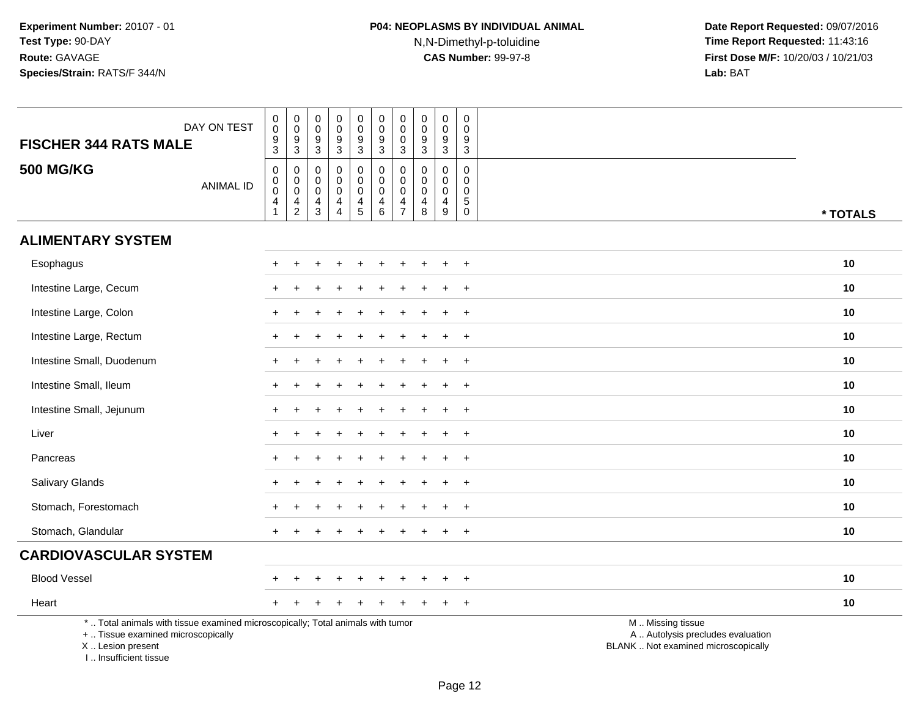**Experiment Number:** 20107 - 01
**Test Type:** 90-DAY
**Route:** GAVAGE
**Species/Strain:** RATS/F 344/N

**P04: NEOPLASMS BY INDIVIDUAL ANIMAL**
N,N-Dimethyl-p-toluidine
**CAS Number:** 99-97-8

**Date Report Requested:** 09/07/2016
**Time Report Requested:** 11:43:16
**First Dose M/F:** 10/20/03 / 10/21/03
**Lab:** BAT

| **FISCHER 344 RATS MALE** DAY ON TEST | 0093 | 0093 | 0093 | 0093 | 0093 | 0093 | 0003 | 0093 | 0093 | 0093 | |
|---|---|---|---|---|---|---|---|---|---|---|---|
| **500 MG/KG** ANIMAL ID | 00041 | 00042 | 00043 | 00044 | 00045 | 00046 | 00047 | 00048 | 00049 | 00050 | *** TOTALS** |
| **ALIMENTARY SYSTEM** | | | | | | | | | | | |
| Esophagus | + | + | + | + | + | + | + | + | + | + | **10** |
| Intestine Large, Cecum | + | + | + | + | + | + | + | + | + | + | **10** |
| Intestine Large, Colon | + | + | + | + | + | + | + | + | + | + | **10** |
| Intestine Large, Rectum | + | + | + | + | + | + | + | + | + | + | **10** |
| Intestine Small, Duodenum | + | + | + | + | + | + | + | + | + | + | **10** |
| Intestine Small, Ileum | + | + | + | + | + | + | + | + | + | + | **10** |
| Intestine Small, Jejunum | + | + | + | + | + | + | + | + | + | + | **10** |
| Liver | + | + | + | + | + | + | + | + | + | + | **10** |
| Pancreas | + | + | + | + | + | + | + | + | + | + | **10** |
| Salivary Glands | + | + | + | + | + | + | + | + | + | + | **10** |
| Stomach, Forestomach | + | + | + | + | + | + | + | + | + | + | **10** |
| Stomach, Glandular | + | + | + | + | + | + | + | + | + | + | **10** |
| **CARDIOVASCULAR SYSTEM** | | | | | | | | | | | |
| Blood Vessel | + | + | + | + | + | + | + | + | + | + | **10** |
| Heart | + | + | + | + | + | + | + | + | + | + | **10** |

\* .. Total animals with tissue examined microscopically; Total animals with tumor
\+ .. Tissue examined microscopically
X .. Lesion present
I .. Insufficient tissue

M .. Missing tissue
A .. Autolysis precludes evaluation
BLANK .. Not examined microscopically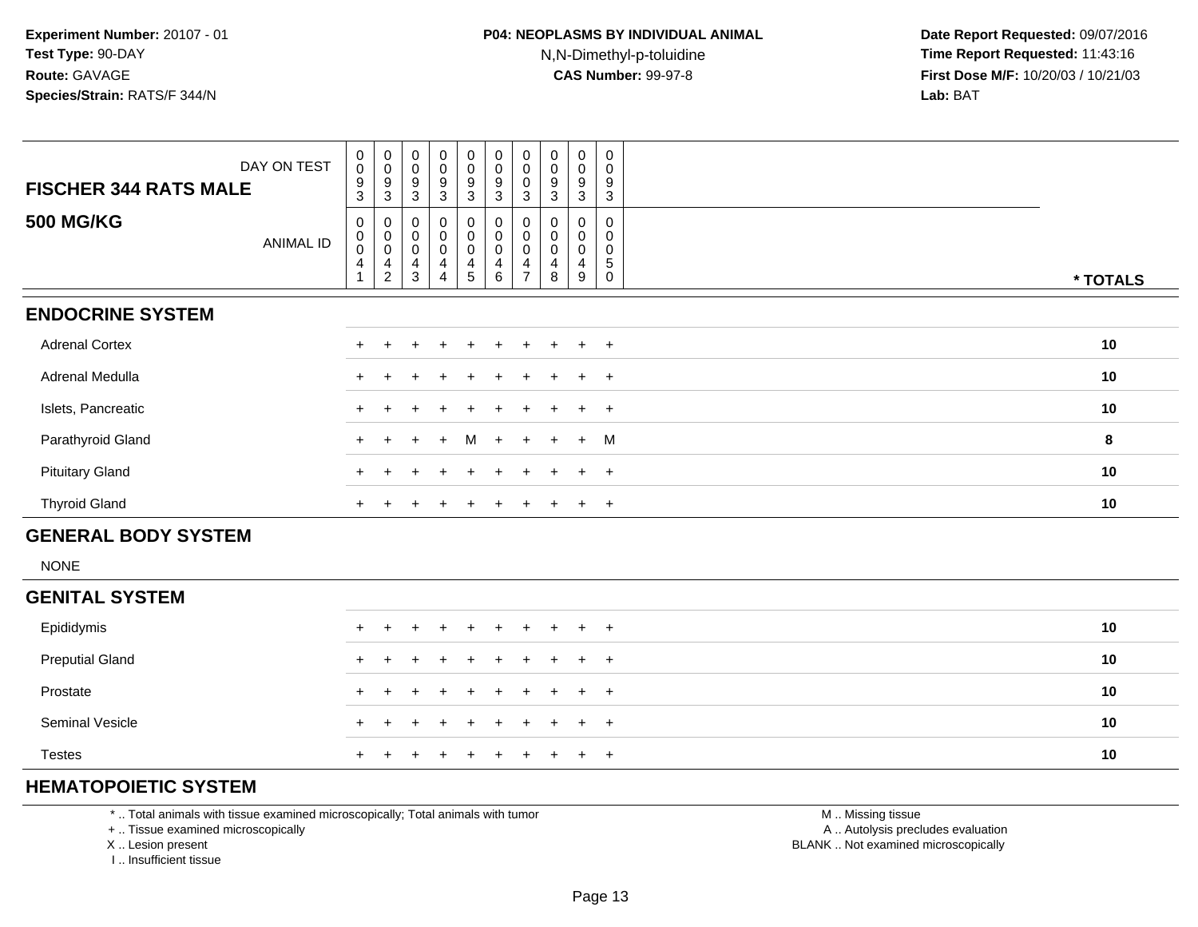**Experiment Number:** 20107 - 01
**Test Type:** 90-DAY
**Route:** GAVAGE
**Species/Strain:** RATS/F 344/N

**P04: NEOPLASMS BY INDIVIDUAL ANIMAL**
N,N-Dimethyl-p-toluidine
**CAS Number:** 99-97-8

**Date Report Requested:** 09/07/2016
**Time Report Requested:** 11:43:16
**First Dose M/F:** 10/20/03 / 10/21/03
**Lab:** BAT

| FISCHER 344 RATS MALE — DAY ON TEST | 0093 | 0093 | 0093 | 0093 | 0093 | 0093 | 0003 | 0093 | 0093 | 0093 | |
|---|---|---|---|---|---|---|---|---|---|---|---|
| **500 MG/KG** — ANIMAL ID | 00041 | 00042 | 00043 | 00044 | 00045 | 00046 | 00047 | 00048 | 00049 | 00050 | *** TOTALS** |
| **ENDOCRINE SYSTEM** | | | | | | | | | | | |
| Adrenal Cortex | + | + | + | + | + | + | + | + | + | + | 10 |
| Adrenal Medulla | + | + | + | + | + | + | + | + | + | + | 10 |
| Islets, Pancreatic | + | + | + | + | + | + | + | + | + | + | 10 |
| Parathyroid Gland | + | + | + | + | M | + | + | + | + | M | 8 |
| Pituitary Gland | + | + | + | + | + | + | + | + | + | + | 10 |
| Thyroid Gland | + | + | + | + | + | + | + | + | + | + | 10 |
| **GENERAL BODY SYSTEM** | | | | | | | | | | | |
| NONE | | | | | | | | | | | |
| **GENITAL SYSTEM** | | | | | | | | | | | |
| Epididymis | + | + | + | + | + | + | + | + | + | + | 10 |
| Preputial Gland | + | + | + | + | + | + | + | + | + | + | 10 |
| Prostate | + | + | + | + | + | + | + | + | + | + | 10 |
| Seminal Vesicle | + | + | + | + | + | + | + | + | + | + | 10 |
| Testes | + | + | + | + | + | + | + | + | + | + | 10 |
| **HEMATOPOIETIC SYSTEM** | | | | | | | | | | | |

* .. Total animals with tissue examined microscopically; Total animals with tumor
+ .. Tissue examined microscopically
X .. Lesion present
I .. Insufficient tissue

M .. Missing tissue
A .. Autolysis precludes evaluation
BLANK .. Not examined microscopically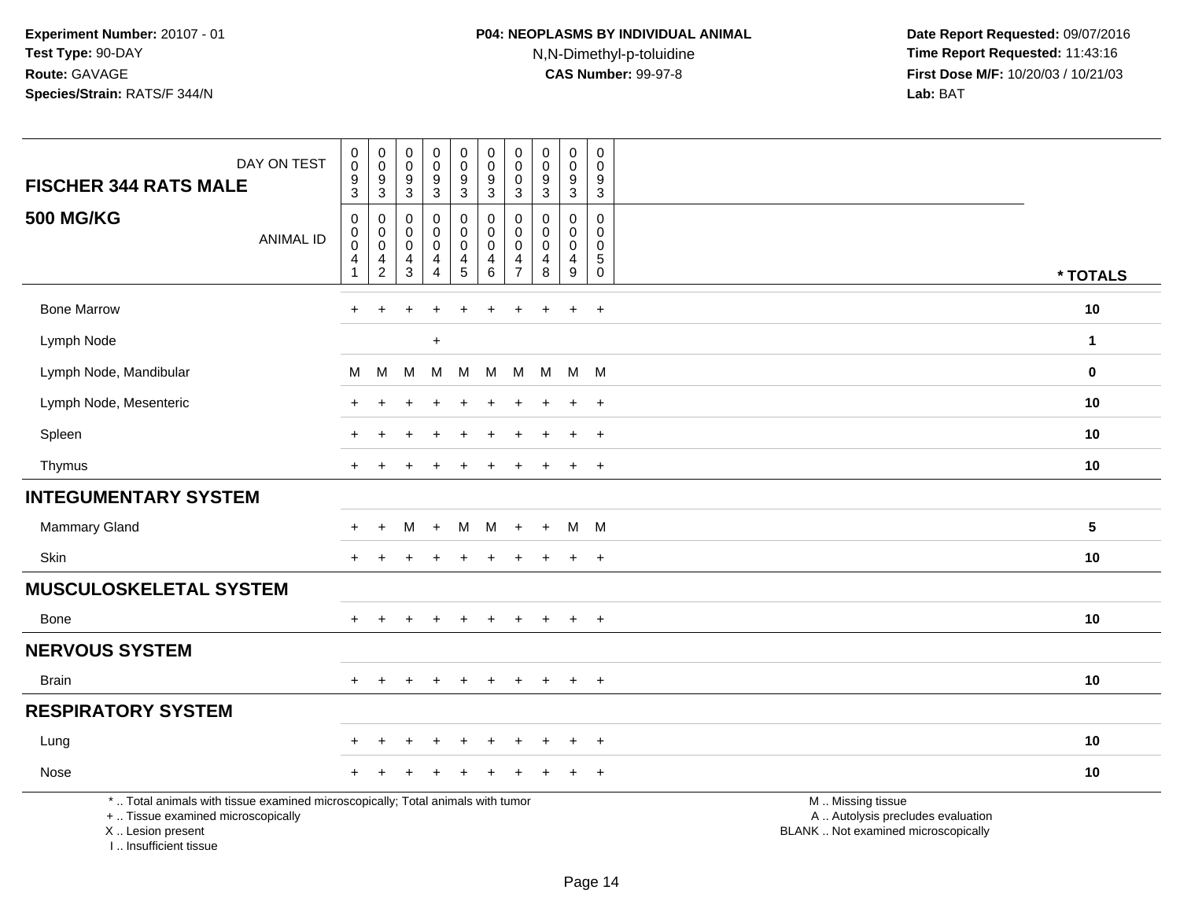**Experiment Number:** 20107 - 01
**Test Type:** 90-DAY
**Route:** GAVAGE
**Species/Strain:** RATS/F 344/N

**P04: NEOPLASMS BY INDIVIDUAL ANIMAL**
N,N-Dimethyl-p-toluidine
**CAS Number:** 99-97-8

**Date Report Requested:** 09/07/2016
**Time Report Requested:** 11:43:16
**First Dose M/F:** 10/20/03 / 10/21/03
**Lab:** BAT

| FISCHER 344 RATS MALE — DAY ON TEST | 0093 | 0093 | 0093 | 0093 | 0093 | 0093 | 0003 | 0093 | 0093 | 0093 | |
|---|---|---|---|---|---|---|---|---|---|---|---|
| **500 MG/KG** — ANIMAL ID | 00041 | 00042 | 00043 | 00044 | 00045 | 00046 | 00047 | 00048 | 00049 | 00050 | *** TOTALS** |
| Bone Marrow | + | + | + | + | + | + | + | + | + | + | **10** |
| Lymph Node | | | | + | | | | | | | **1** |
| Lymph Node, Mandibular | M | M | M | M | M | M | M | M | M | M | **0** |
| Lymph Node, Mesenteric | + | + | + | + | + | + | + | + | + | + | **10** |
| Spleen | + | + | + | + | + | + | + | + | + | + | **10** |
| Thymus | + | + | + | + | + | + | + | + | + | + | **10** |
| **INTEGUMENTARY SYSTEM** | | | | | | | | | | | |
| Mammary Gland | + | + | M | + | M | M | + | + | M | M | **5** |
| Skin | + | + | + | + | + | + | + | + | + | + | **10** |
| **MUSCULOSKELETAL SYSTEM** | | | | | | | | | | | |
| Bone | + | + | + | + | + | + | + | + | + | + | **10** |
| **NERVOUS SYSTEM** | | | | | | | | | | | |
| Brain | + | + | + | + | + | + | + | + | + | + | **10** |
| **RESPIRATORY SYSTEM** | | | | | | | | | | | |
| Lung | + | + | + | + | + | + | + | + | + | + | **10** |
| Nose | + | + | + | + | + | + | + | + | + | + | **10** |

* .. Total animals with tissue examined microscopically; Total animals with tumor
+ .. Tissue examined microscopically
X .. Lesion present
I .. Insufficient tissue

M .. Missing tissue
A .. Autolysis precludes evaluation
BLANK .. Not examined microscopically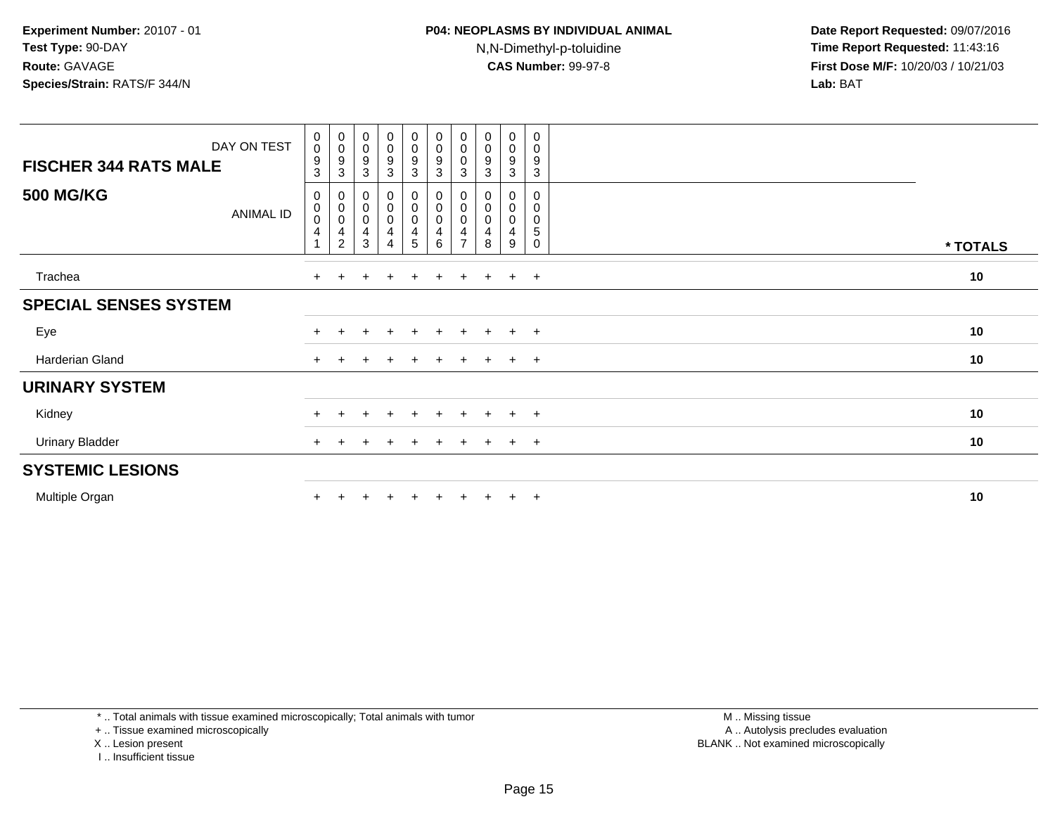**Experiment Number:** 20107 - 01
**Test Type:** 90-DAY
**Route:** GAVAGE
**Species/Strain:** RATS/F 344/N

**P04: NEOPLASMS BY INDIVIDUAL ANIMAL**
N,N-Dimethyl-p-toluidine
**CAS Number:** 99-97-8

**Date Report Requested:** 09/07/2016
**Time Report Requested:** 11:43:16
**First Dose M/F:** 10/20/03 / 10/21/03
**Lab:** BAT

| **FISCHER 344 RATS MALE** DAY ON TEST | 0093 | 0093 | 0093 | 0093 | 0093 | 0093 | 0003 | 0093 | 0093 | 0093 | |
|---|---|---|---|---|---|---|---|---|---|---|---|
| **500 MG/KG** ANIMAL ID | 00041 | 00042 | 00043 | 00044 | 00045 | 00046 | 00047 | 00048 | 00049 | 00050 | *** TOTALS** |
| Trachea | + | + | + | + | + | + | + | + | + | + | **10** |
| **SPECIAL SENSES SYSTEM** | | | | | | | | | | | |
| Eye | + | + | + | + | + | + | + | + | + | + | **10** |
| Harderian Gland | + | + | + | + | + | + | + | + | + | + | **10** |
| **URINARY SYSTEM** | | | | | | | | | | | |
| Kidney | + | + | + | + | + | + | + | + | + | + | **10** |
| Urinary Bladder | + | + | + | + | + | + | + | + | + | + | **10** |
| **SYSTEMIC LESIONS** | | | | | | | | | | | |
| Multiple Organ | + | + | + | + | + | + | + | + | + | + | **10** |

\* .. Total animals with tissue examined microscopically; Total animals with tumor
\+ .. Tissue examined microscopically
X .. Lesion present
I .. Insufficient tissue

M .. Missing tissue
A .. Autolysis precludes evaluation
BLANK .. Not examined microscopically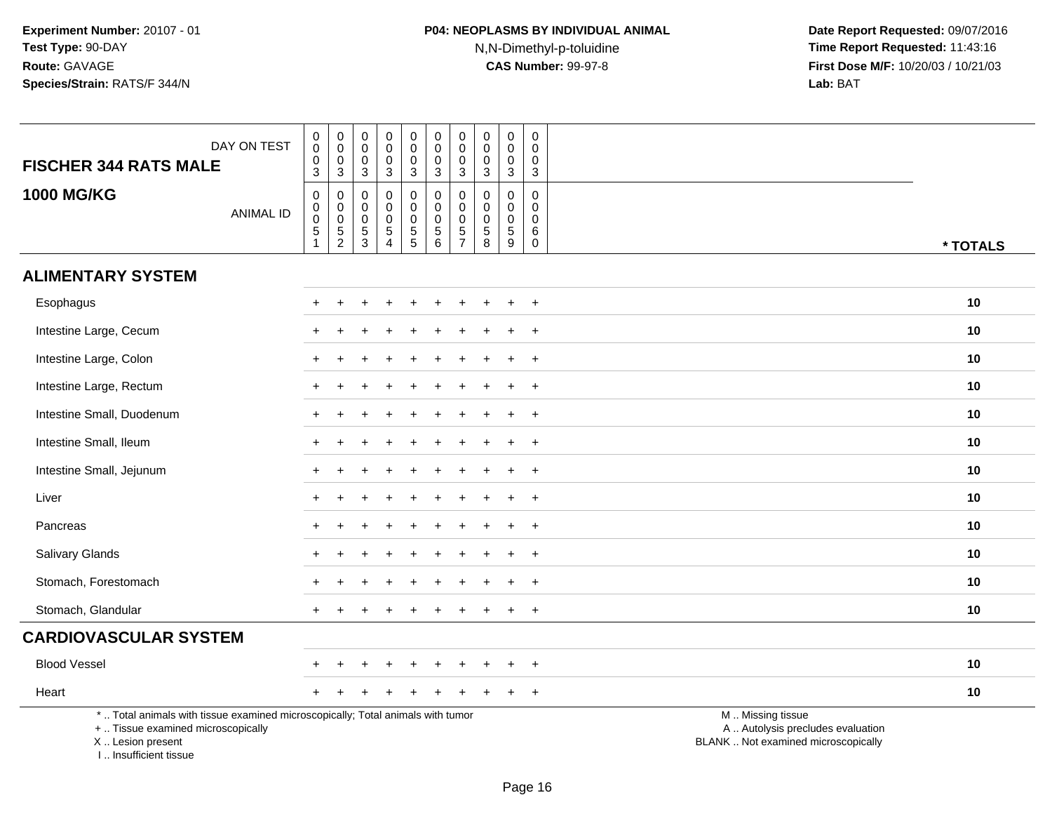**Experiment Number:** 20107 - 01
**Test Type:** 90-DAY
**Route:** GAVAGE
**Species/Strain:** RATS/F 344/N

**P04: NEOPLASMS BY INDIVIDUAL ANIMAL**
N,N-Dimethyl-p-toluidine
**CAS Number:** 99-97-8

**Date Report Requested:** 09/07/2016
**Time Report Requested:** 11:43:16
**First Dose M/F:** 10/20/03 / 10/21/03
**Lab:** BAT

| FISCHER 344 RATS MALE<br>1000 MG/KG | | | | | | | | | | | |
|---|---|---|---|---|---|---|---|---|---|---|---|
| DAY ON TEST | 0003 | 0003 | 0003 | 0003 | 0003 | 0003 | 0003 | 0003 | 0003 | 0003 | |
| ANIMAL ID | 00051 | 00052 | 00053 | 00054 | 00055 | 00056 | 00057 | 00058 | 00059 | 00060 | * TOTALS |
| **ALIMENTARY SYSTEM** | | | | | | | | | | | |
| Esophagus | + | + | + | + | + | + | + | + | + | + | 10 |
| Intestine Large, Cecum | + | + | + | + | + | + | + | + | + | + | 10 |
| Intestine Large, Colon | + | + | + | + | + | + | + | + | + | + | 10 |
| Intestine Large, Rectum | + | + | + | + | + | + | + | + | + | + | 10 |
| Intestine Small, Duodenum | + | + | + | + | + | + | + | + | + | + | 10 |
| Intestine Small, Ileum | + | + | + | + | + | + | + | + | + | + | 10 |
| Intestine Small, Jejunum | + | + | + | + | + | + | + | + | + | + | 10 |
| Liver | + | + | + | + | + | + | + | + | + | + | 10 |
| Pancreas | + | + | + | + | + | + | + | + | + | + | 10 |
| Salivary Glands | + | + | + | + | + | + | + | + | + | + | 10 |
| Stomach, Forestomach | + | + | + | + | + | + | + | + | + | + | 10 |
| Stomach, Glandular | + | + | + | + | + | + | + | + | + | + | 10 |
| **CARDIOVASCULAR SYSTEM** | | | | | | | | | | | |
| Blood Vessel | + | + | + | + | + | + | + | + | + | + | 10 |
| Heart | + | + | + | + | + | + | + | + | + | + | 10 |

* .. Total animals with tissue examined microscopically; Total animals with tumor
+ .. Tissue examined microscopically
X .. Lesion present
I .. Insufficient tissue

M .. Missing tissue
A .. Autolysis precludes evaluation
BLANK .. Not examined microscopically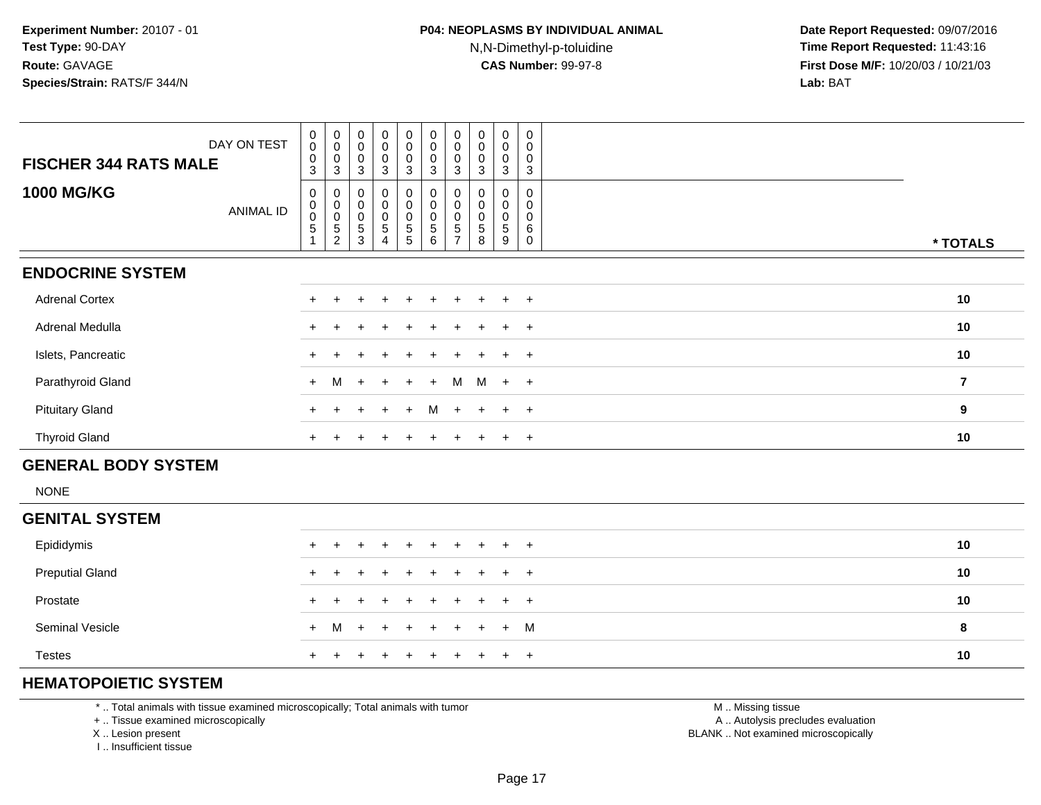**Experiment Number:** 20107 - 01
**Test Type:** 90-DAY
**Route:** GAVAGE
**Species/Strain:** RATS/F 344/N

**P04: NEOPLASMS BY INDIVIDUAL ANIMAL**
N,N-Dimethyl-p-toluidine
**CAS Number:** 99-97-8

**Date Report Requested:** 09/07/2016
**Time Report Requested:** 11:43:16
**First Dose M/F:** 10/20/03 / 10/21/03
**Lab:** BAT

| FISCHER 344 RATS MALE — DAY ON TEST | 0003 | 0003 | 0003 | 0003 | 0003 | 0003 | 0003 | 0003 | 0003 | 0003 | |
|---|---|---|---|---|---|---|---|---|---|---|---|
| **1000 MG/KG** — ANIMAL ID | 00051 | 00052 | 00053 | 00054 | 00055 | 00056 | 00057 | 00058 | 00059 | 00060 | **\* TOTALS** |
| **ENDOCRINE SYSTEM** | | | | | | | | | | | |
| Adrenal Cortex | + | + | + | + | + | + | + | + | + | + | **10** |
| Adrenal Medulla | + | + | + | + | + | + | + | + | + | + | **10** |
| Islets, Pancreatic | + | + | + | + | + | + | + | + | + | + | **10** |
| Parathyroid Gland | + | M | + | + | + | + | M | M | + | + | **7** |
| Pituitary Gland | + | + | + | + | + | M | + | + | + | + | **9** |
| Thyroid Gland | + | + | + | + | + | + | + | + | + | + | **10** |
| **GENERAL BODY SYSTEM** | | | | | | | | | | | |
| NONE | | | | | | | | | | | |
| **GENITAL SYSTEM** | | | | | | | | | | | |
| Epididymis | + | + | + | + | + | + | + | + | + | + | **10** |
| Preputial Gland | + | + | + | + | + | + | + | + | + | + | **10** |
| Prostate | + | + | + | + | + | + | + | + | + | + | **10** |
| Seminal Vesicle | + | M | + | + | + | + | + | + | + | M | **8** |
| Testes | + | + | + | + | + | + | + | + | + | + | **10** |
| **HEMATOPOIETIC SYSTEM** | | | | | | | | | | | |

\* .. Total animals with tissue examined microscopically; Total animals with tumor
\+ .. Tissue examined microscopically
X .. Lesion present
I .. Insufficient tissue

M .. Missing tissue
A .. Autolysis precludes evaluation
BLANK .. Not examined microscopically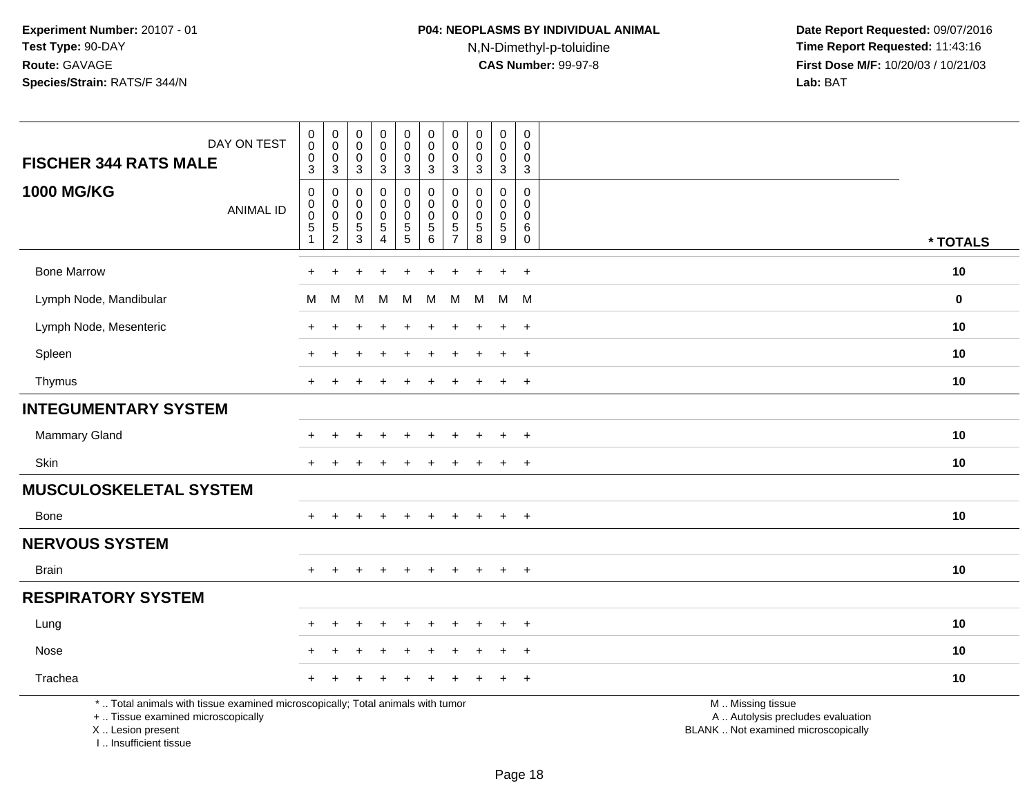**Experiment Number:** 20107 - 01
**Test Type:** 90-DAY
**Route:** GAVAGE
**Species/Strain:** RATS/F 344/N

**P04: NEOPLASMS BY INDIVIDUAL ANIMAL**
N,N-Dimethyl-p-toluidine
**CAS Number:** 99-97-8

**Date Report Requested:** 09/07/2016
**Time Report Requested:** 11:43:16
**First Dose M/F:** 10/20/03 / 10/21/03
**Lab:** BAT

| FISCHER 344 RATS MALE — DAY ON TEST | 0003 | 0003 | 0003 | 0003 | 0003 | 0003 | 0003 | 0003 | 0003 | 0003 | |
|---|---|---|---|---|---|---|---|---|---|---|---|
| **1000 MG/KG** — ANIMAL ID | 00051 | 00052 | 00053 | 00054 | 00055 | 00056 | 00057 | 00058 | 00059 | 00060 | * TOTALS |
| Bone Marrow | + | + | + | + | + | + | + | + | + | + | 10 |
| Lymph Node, Mandibular | M | M | M | M | M | M | M | M | M | M | 0 |
| Lymph Node, Mesenteric | + | + | + | + | + | + | + | + | + | + | 10 |
| Spleen | + | + | + | + | + | + | + | + | + | + | 10 |
| Thymus | + | + | + | + | + | + | + | + | + | + | 10 |
| **INTEGUMENTARY SYSTEM** | | | | | | | | | | | |
| Mammary Gland | + | + | + | + | + | + | + | + | + | + | 10 |
| Skin | + | + | + | + | + | + | + | + | + | + | 10 |
| **MUSCULOSKELETAL SYSTEM** | | | | | | | | | | | |
| Bone | + | + | + | + | + | + | + | + | + | + | 10 |
| **NERVOUS SYSTEM** | | | | | | | | | | | |
| Brain | + | + | + | + | + | + | + | + | + | + | 10 |
| **RESPIRATORY SYSTEM** | | | | | | | | | | | |
| Lung | + | + | + | + | + | + | + | + | + | + | 10 |
| Nose | + | + | + | + | + | + | + | + | + | + | 10 |
| Trachea | + | + | + | + | + | + | + | + | + | + | 10 |

* .. Total animals with tissue examined microscopically; Total animals with tumor
+ .. Tissue examined microscopically
X .. Lesion present
I .. Insufficient tissue

M .. Missing tissue
A .. Autolysis precludes evaluation
BLANK .. Not examined microscopically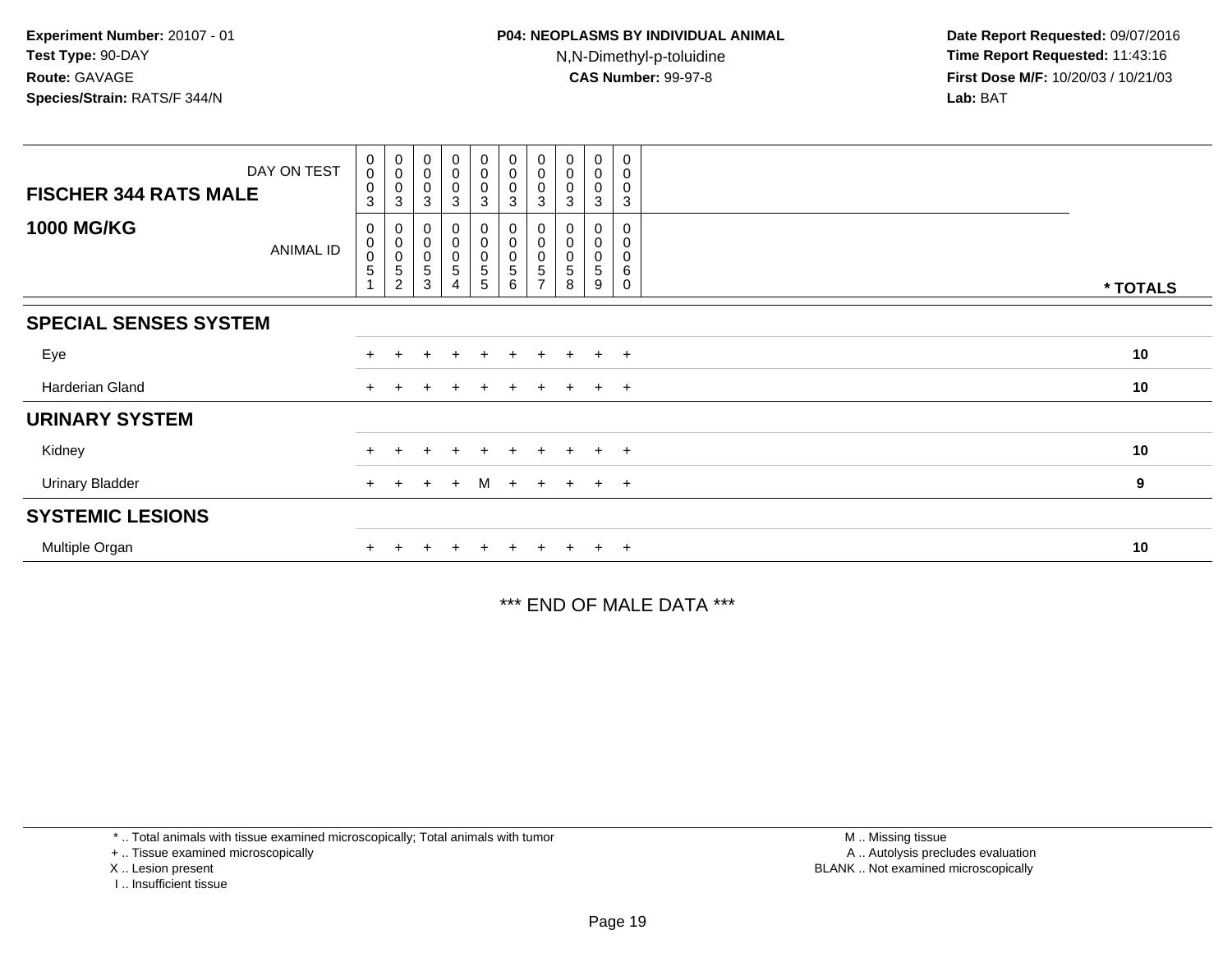**Experiment Number:** 20107 - 01
**Test Type:** 90-DAY
**Route:** GAVAGE
**Species/Strain:** RATS/F 344/N

**P04: NEOPLASMS BY INDIVIDUAL ANIMAL**
N,N-Dimethyl-p-toluidine
**CAS Number:** 99-97-8

**Date Report Requested:** 09/07/2016
**Time Report Requested:** 11:43:16
**First Dose M/F:** 10/20/03 / 10/21/03
**Lab:** BAT

| FISCHER 344 RATS MALE / 1000 MG/KG | | | | | | | | | | | |
|---|---|---|---|---|---|---|---|---|---|---|---|
| DAY ON TEST | 0003 | 0003 | 0003 | 0003 | 0003 | 0003 | 0003 | 0003 | 0003 | 0003 | |
| ANIMAL ID | 00051 | 00052 | 00053 | 00054 | 00055 | 00056 | 00057 | 00058 | 00059 | 00060 | * TOTALS |
| **SPECIAL SENSES SYSTEM** | | | | | | | | | | | |
| Eye | + | + | + | + | + | + | + | + | + | + | 10 |
| Harderian Gland | + | + | + | + | + | + | + | + | + | + | 10 |
| **URINARY SYSTEM** | | | | | | | | | | | |
| Kidney | + | + | + | + | + | + | + | + | + | + | 10 |
| Urinary Bladder | + | + | + | + | M | + | + | + | + | + | 9 |
| **SYSTEMIC LESIONS** | | | | | | | | | | | |
| Multiple Organ | + | + | + | + | + | + | + | + | + | + | 10 |

*** END OF MALE DATA ***

* .. Total animals with tissue examined microscopically; Total animals with tumor
+ .. Tissue examined microscopically
X .. Lesion present
I .. Insufficient tissue

M .. Missing tissue
A .. Autolysis precludes evaluation
BLANK .. Not examined microscopically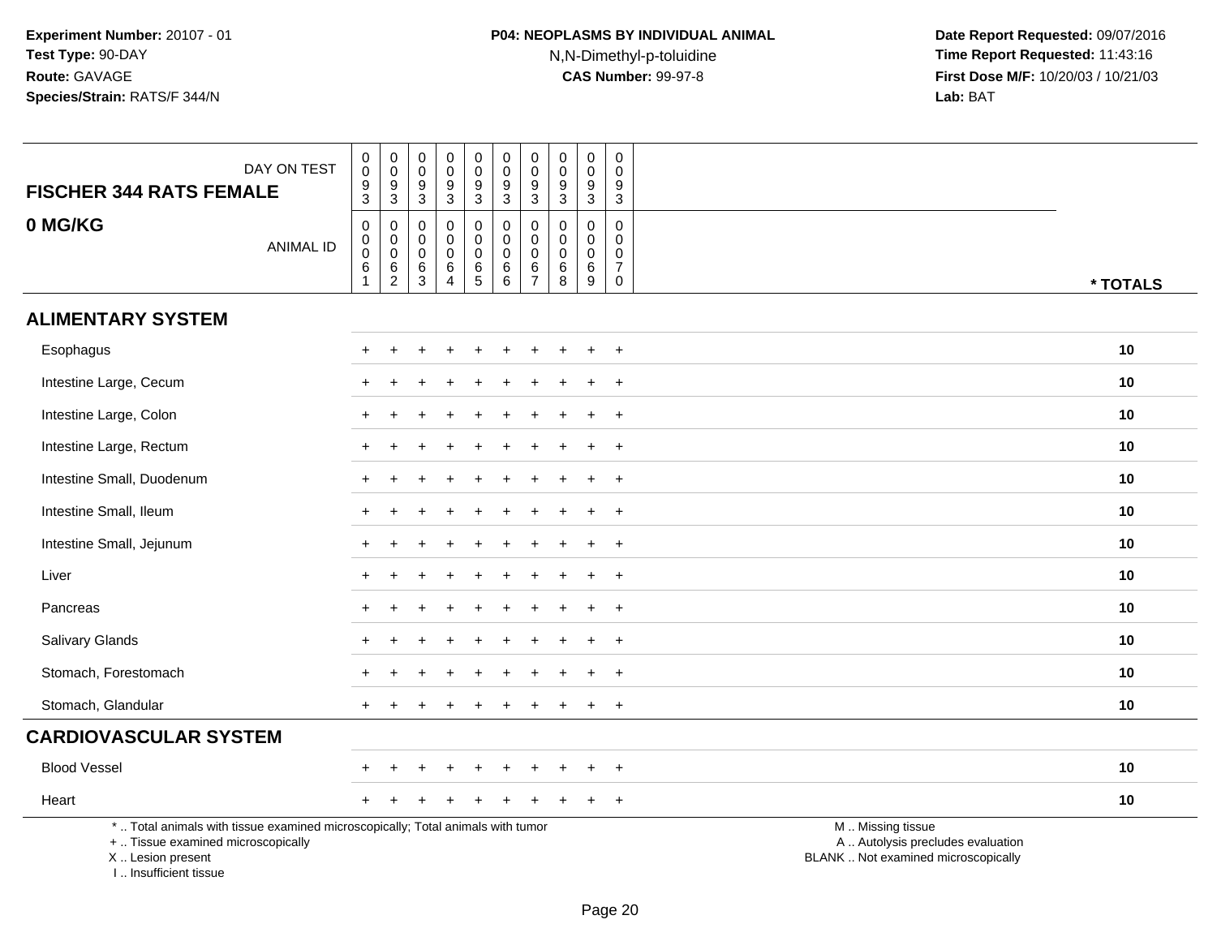**Experiment Number:** 20107 - 01
**Test Type:** 90-DAY
**Route:** GAVAGE
**Species/Strain:** RATS/F 344/N

**P04: NEOPLASMS BY INDIVIDUAL ANIMAL**
N,N-Dimethyl-p-toluidine
**CAS Number:** 99-97-8

**Date Report Requested:** 09/07/2016
**Time Report Requested:** 11:43:16
**First Dose M/F:** 10/20/03 / 10/21/03
**Lab:** BAT

| FISCHER 344 RATS FEMALE — DAY ON TEST | 0093 | 0093 | 0093 | 0093 | 0093 | 0093 | 0093 | 0093 | 0093 | 0093 | |
|---|---|---|---|---|---|---|---|---|---|---|---|
| **0 MG/KG** — ANIMAL ID | 00061 | 00062 | 00063 | 00064 | 00065 | 00066 | 00067 | 00068 | 00069 | 00070 | *** TOTALS** |
| **ALIMENTARY SYSTEM** | | | | | | | | | | | |
| Esophagus | + | + | + | + | + | + | + | + | + | + | **10** |
| Intestine Large, Cecum | + | + | + | + | + | + | + | + | + | + | **10** |
| Intestine Large, Colon | + | + | + | + | + | + | + | + | + | + | **10** |
| Intestine Large, Rectum | + | + | + | + | + | + | + | + | + | + | **10** |
| Intestine Small, Duodenum | + | + | + | + | + | + | + | + | + | + | **10** |
| Intestine Small, Ileum | + | + | + | + | + | + | + | + | + | + | **10** |
| Intestine Small, Jejunum | + | + | + | + | + | + | + | + | + | + | **10** |
| Liver | + | + | + | + | + | + | + | + | + | + | **10** |
| Pancreas | + | + | + | + | + | + | + | + | + | + | **10** |
| Salivary Glands | + | + | + | + | + | + | + | + | + | + | **10** |
| Stomach, Forestomach | + | + | + | + | + | + | + | + | + | + | **10** |
| Stomach, Glandular | + | + | + | + | + | + | + | + | + | + | **10** |
| **CARDIOVASCULAR SYSTEM** | | | | | | | | | | | |
| Blood Vessel | + | + | + | + | + | + | + | + | + | + | **10** |
| Heart | + | + | + | + | + | + | + | + | + | + | **10** |

* .. Total animals with tissue examined microscopically; Total animals with tumor
+ .. Tissue examined microscopically
X .. Lesion present
I .. Insufficient tissue

M .. Missing tissue
A .. Autolysis precludes evaluation
BLANK .. Not examined microscopically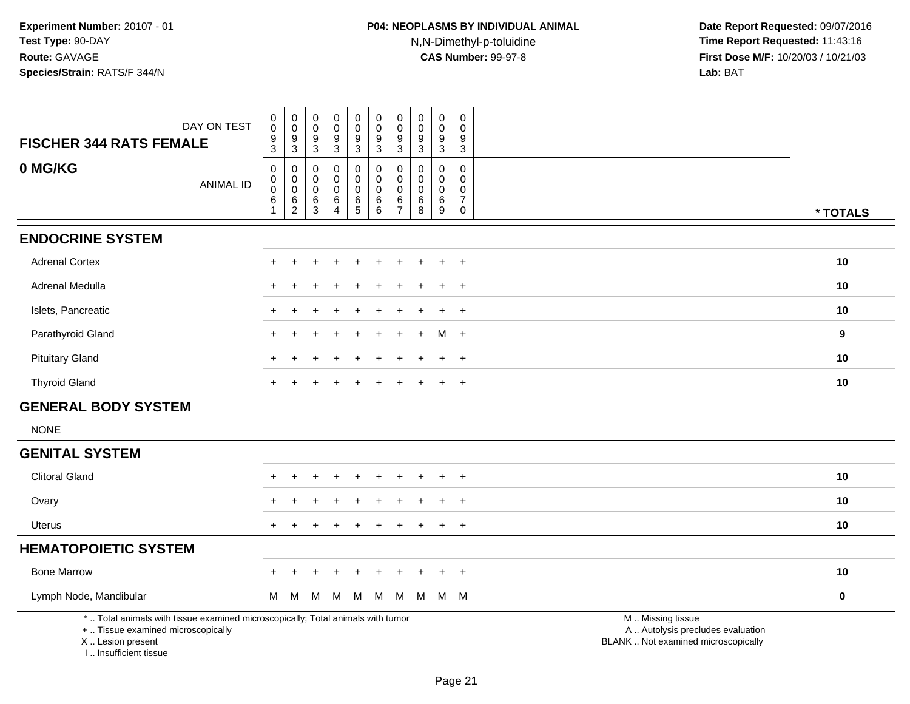**Experiment Number:** 20107 - 01
**Test Type:** 90-DAY
**Route:** GAVAGE
**Species/Strain:** RATS/F 344/N

**P04: NEOPLASMS BY INDIVIDUAL ANIMAL**
N,N-Dimethyl-p-toluidine
**CAS Number:** 99-97-8

**Date Report Requested:** 09/07/2016
**Time Report Requested:** 11:43:16
**First Dose M/F:** 10/20/03 / 10/21/03
**Lab:** BAT

| FISCHER 344 RATS FEMALE — DAY ON TEST | 0093 | 0093 | 0093 | 0093 | 0093 | 0093 | 0093 | 0093 | 0093 | 0093 | |
|---|---|---|---|---|---|---|---|---|---|---|---|
| **0 MG/KG** — ANIMAL ID | 00061 | 00062 | 00063 | 00064 | 00065 | 00066 | 00067 | 00068 | 00069 | 00070 | *** TOTALS** |
| **ENDOCRINE SYSTEM** | | | | | | | | | | | |
| Adrenal Cortex | + | + | + | + | + | + | + | + | + | + | **10** |
| Adrenal Medulla | + | + | + | + | + | + | + | + | + | + | **10** |
| Islets, Pancreatic | + | + | + | + | + | + | + | + | + | + | **10** |
| Parathyroid Gland | + | + | + | + | + | + | + | + | M | + | **9** |
| Pituitary Gland | + | + | + | + | + | + | + | + | + | + | **10** |
| Thyroid Gland | + | + | + | + | + | + | + | + | + | + | **10** |
| **GENERAL BODY SYSTEM** | | | | | | | | | | | |
| NONE | | | | | | | | | | | |
| **GENITAL SYSTEM** | | | | | | | | | | | |
| Clitoral Gland | + | + | + | + | + | + | + | + | + | + | **10** |
| Ovary | + | + | + | + | + | + | + | + | + | + | **10** |
| Uterus | + | + | + | + | + | + | + | + | + | + | **10** |
| **HEMATOPOIETIC SYSTEM** | | | | | | | | | | | |
| Bone Marrow | + | + | + | + | + | + | + | + | + | + | **10** |
| Lymph Node, Mandibular | M | M | M | M | M | M | M | M | M | M | **0** |

* .. Total animals with tissue examined microscopically; Total animals with tumor
+ .. Tissue examined microscopically
X .. Lesion present
I .. Insufficient tissue

M .. Missing tissue
A .. Autolysis precludes evaluation
BLANK .. Not examined microscopically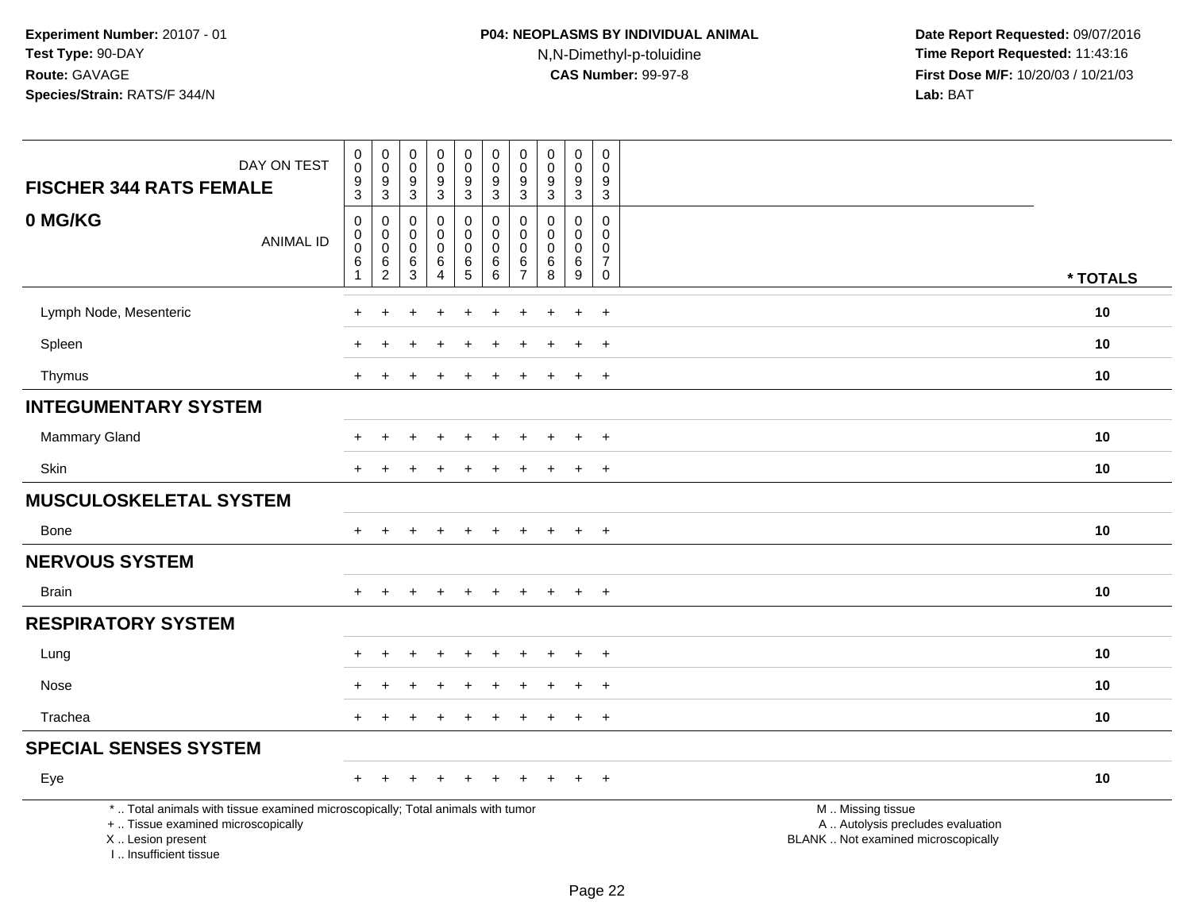**Experiment Number:** 20107 - 01
**Test Type:** 90-DAY
**Route:** GAVAGE
**Species/Strain:** RATS/F 344/N

**P04: NEOPLASMS BY INDIVIDUAL ANIMAL**
N,N-Dimethyl-p-toluidine
**CAS Number:** 99-97-8

**Date Report Requested:** 09/07/2016
**Time Report Requested:** 11:43:16
**First Dose M/F:** 10/20/03 / 10/21/03
**Lab:** BAT

| FISCHER 344 RATS FEMALE 0 MG/KG | | | | | | | | | | | |
|---|---|---|---|---|---|---|---|---|---|---|---|
| DAY ON TEST | 0093 | 0093 | 0093 | 0093 | 0093 | 0093 | 0093 | 0093 | 0093 | 0093 | |
| ANIMAL ID | 00061 | 00062 | 00063 | 00064 | 00065 | 00066 | 00067 | 00068 | 00069 | 00070 | * TOTALS |
| Lymph Node, Mesenteric | + | + | + | + | + | + | + | + | + | + | 10 |
| Spleen | + | + | + | + | + | + | + | + | + | + | 10 |
| Thymus | + | + | + | + | + | + | + | + | + | + | 10 |
| **INTEGUMENTARY SYSTEM** | | | | | | | | | | | |
| Mammary Gland | + | + | + | + | + | + | + | + | + | + | 10 |
| Skin | + | + | + | + | + | + | + | + | + | + | 10 |
| **MUSCULOSKELETAL SYSTEM** | | | | | | | | | | | |
| Bone | + | + | + | + | + | + | + | + | + | + | 10 |
| **NERVOUS SYSTEM** | | | | | | | | | | | |
| Brain | + | + | + | + | + | + | + | + | + | + | 10 |
| **RESPIRATORY SYSTEM** | | | | | | | | | | | |
| Lung | + | + | + | + | + | + | + | + | + | + | 10 |
| Nose | + | + | + | + | + | + | + | + | + | + | 10 |
| Trachea | + | + | + | + | + | + | + | + | + | + | 10 |
| **SPECIAL SENSES SYSTEM** | | | | | | | | | | | |
| Eye | + | + | + | + | + | + | + | + | + | + | 10 |

* .. Total animals with tissue examined microscopically; Total animals with tumor
+ .. Tissue examined microscopically
X .. Lesion present
I .. Insufficient tissue

M .. Missing tissue
A .. Autolysis precludes evaluation
BLANK .. Not examined microscopically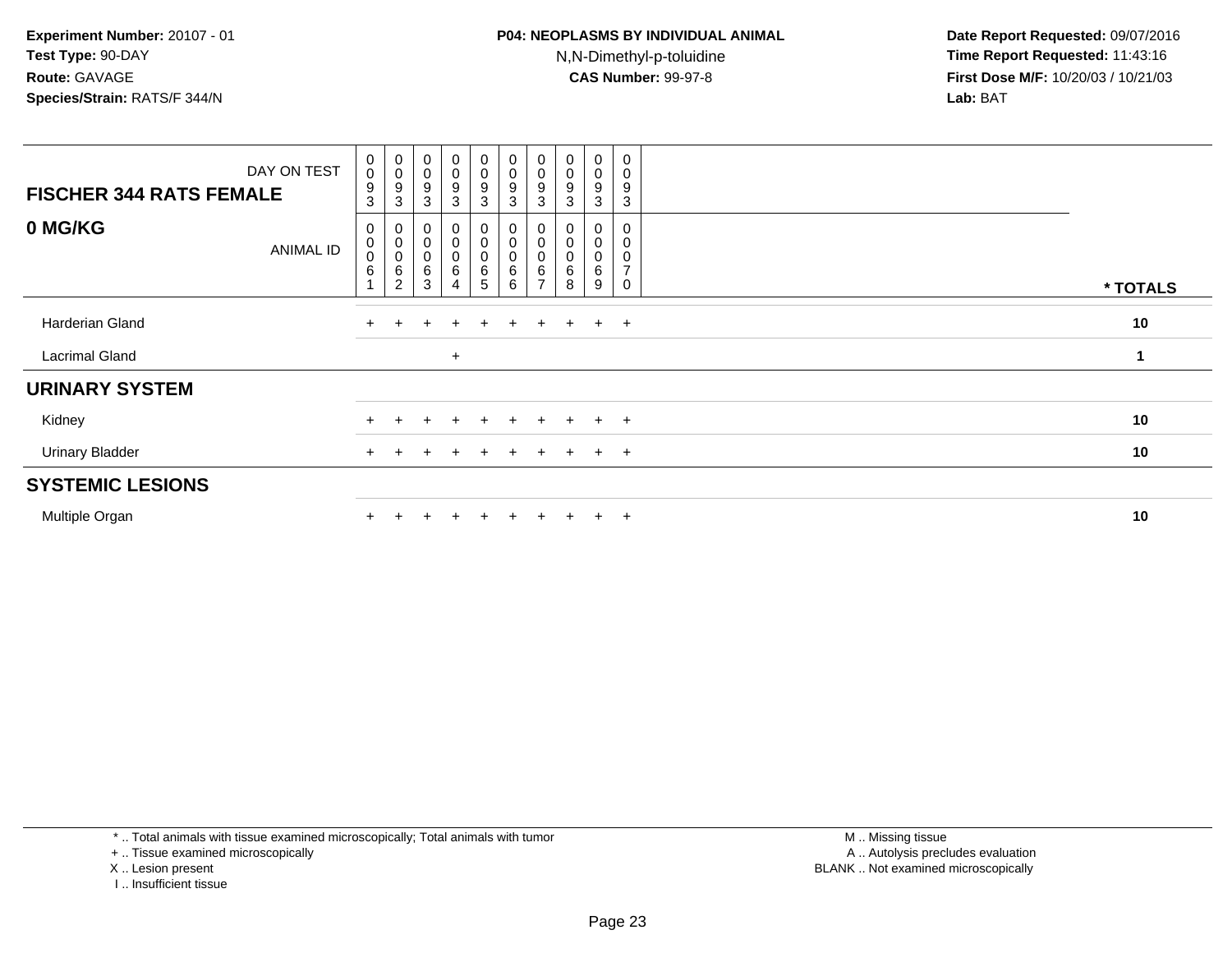**Experiment Number:** 20107 - 01
**Test Type:** 90-DAY
**Route:** GAVAGE
**Species/Strain:** RATS/F 344/N

**P04: NEOPLASMS BY INDIVIDUAL ANIMAL**
N,N-Dimethyl-p-toluidine
**CAS Number:** 99-97-8

**Date Report Requested:** 09/07/2016
**Time Report Requested:** 11:43:16
**First Dose M/F:** 10/20/03 / 10/21/03
**Lab:** BAT

| FISCHER 344 RATS FEMALE — DAY ON TEST | 0093 | 0093 | 0093 | 0093 | 0093 | 0093 | 0093 | 0093 | 0093 | 0093 | |
|---|---|---|---|---|---|---|---|---|---|---|---|
| **0 MG/KG** — ANIMAL ID | 00061 | 00062 | 00063 | 00064 | 00065 | 00066 | 00067 | 00068 | 00069 | 00070 | *** TOTALS** |
| Harderian Gland | + | + | + | + | + | + | + | + | + | + | **10** |
| Lacrimal Gland | | | | + | | | | | | | **1** |
| **URINARY SYSTEM** | | | | | | | | | | | |
| Kidney | + | + | + | + | + | + | + | + | + | + | **10** |
| Urinary Bladder | + | + | + | + | + | + | + | + | + | + | **10** |
| **SYSTEMIC LESIONS** | | | | | | | | | | | |
| Multiple Organ | + | + | + | + | + | + | + | + | + | + | **10** |

\* .. Total animals with tissue examined microscopically; Total animals with tumor
\+ .. Tissue examined microscopically
X .. Lesion present
I .. Insufficient tissue

M .. Missing tissue
A .. Autolysis precludes evaluation
BLANK .. Not examined microscopically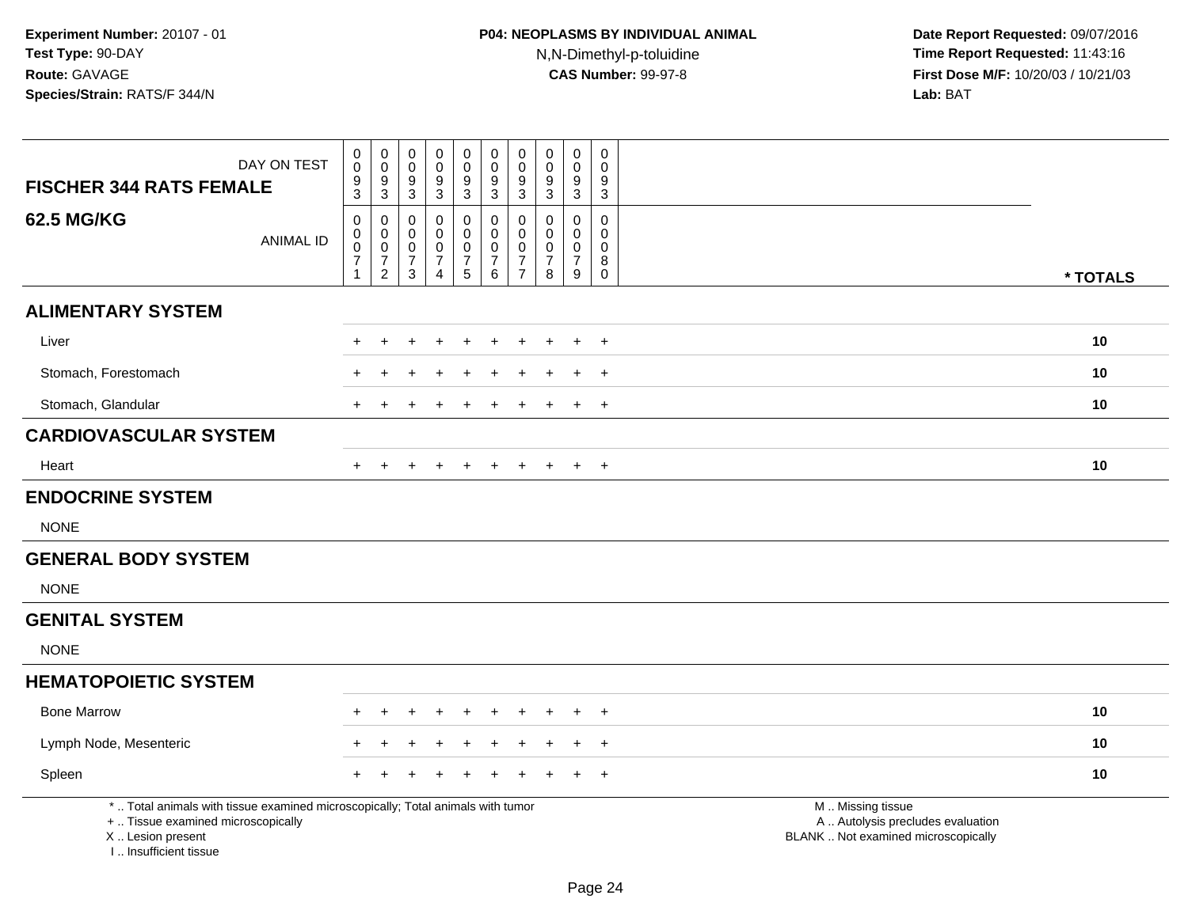**Experiment Number:** 20107 - 01
**Test Type:** 90-DAY
**Route:** GAVAGE
**Species/Strain:** RATS/F 344/N

**P04: NEOPLASMS BY INDIVIDUAL ANIMAL**
N,N-Dimethyl-p-toluidine
**CAS Number:** 99-97-8

**Date Report Requested:** 09/07/2016
**Time Report Requested:** 11:43:16
**First Dose M/F:** 10/20/03 / 10/21/03
**Lab:** BAT

| FISCHER 344 RATS FEMALE — DAY ON TEST | 0093 | 0093 | 0093 | 0093 | 0093 | 0093 | 0093 | 0093 | 0093 | 0093 | |
|---|---|---|---|---|---|---|---|---|---|---|---|
| **62.5 MG/KG** — ANIMAL ID | 00071 | 00072 | 00073 | 00074 | 00075 | 00076 | 00077 | 00078 | 00079 | 00080 | * TOTALS |
| **ALIMENTARY SYSTEM** | | | | | | | | | | | |
| Liver | + | + | + | + | + | + | + | + | + | + | 10 |
| Stomach, Forestomach | + | + | + | + | + | + | + | + | + | + | 10 |
| Stomach, Glandular | + | + | + | + | + | + | + | + | + | + | 10 |
| **CARDIOVASCULAR SYSTEM** | | | | | | | | | | | |
| Heart | + | + | + | + | + | + | + | + | + | + | 10 |
| **ENDOCRINE SYSTEM** | | | | | | | | | | | |
| NONE | | | | | | | | | | | |
| **GENERAL BODY SYSTEM** | | | | | | | | | | | |
| NONE | | | | | | | | | | | |
| **GENITAL SYSTEM** | | | | | | | | | | | |
| NONE | | | | | | | | | | | |
| **HEMATOPOIETIC SYSTEM** | | | | | | | | | | | |
| Bone Marrow | + | + | + | + | + | + | + | + | + | + | 10 |
| Lymph Node, Mesenteric | + | + | + | + | + | + | + | + | + | + | 10 |
| Spleen | + | + | + | + | + | + | + | + | + | + | 10 |

* .. Total animals with tissue examined microscopically; Total animals with tumor
+ .. Tissue examined microscopically
X .. Lesion present
I .. Insufficient tissue

M .. Missing tissue
A .. Autolysis precludes evaluation
BLANK .. Not examined microscopically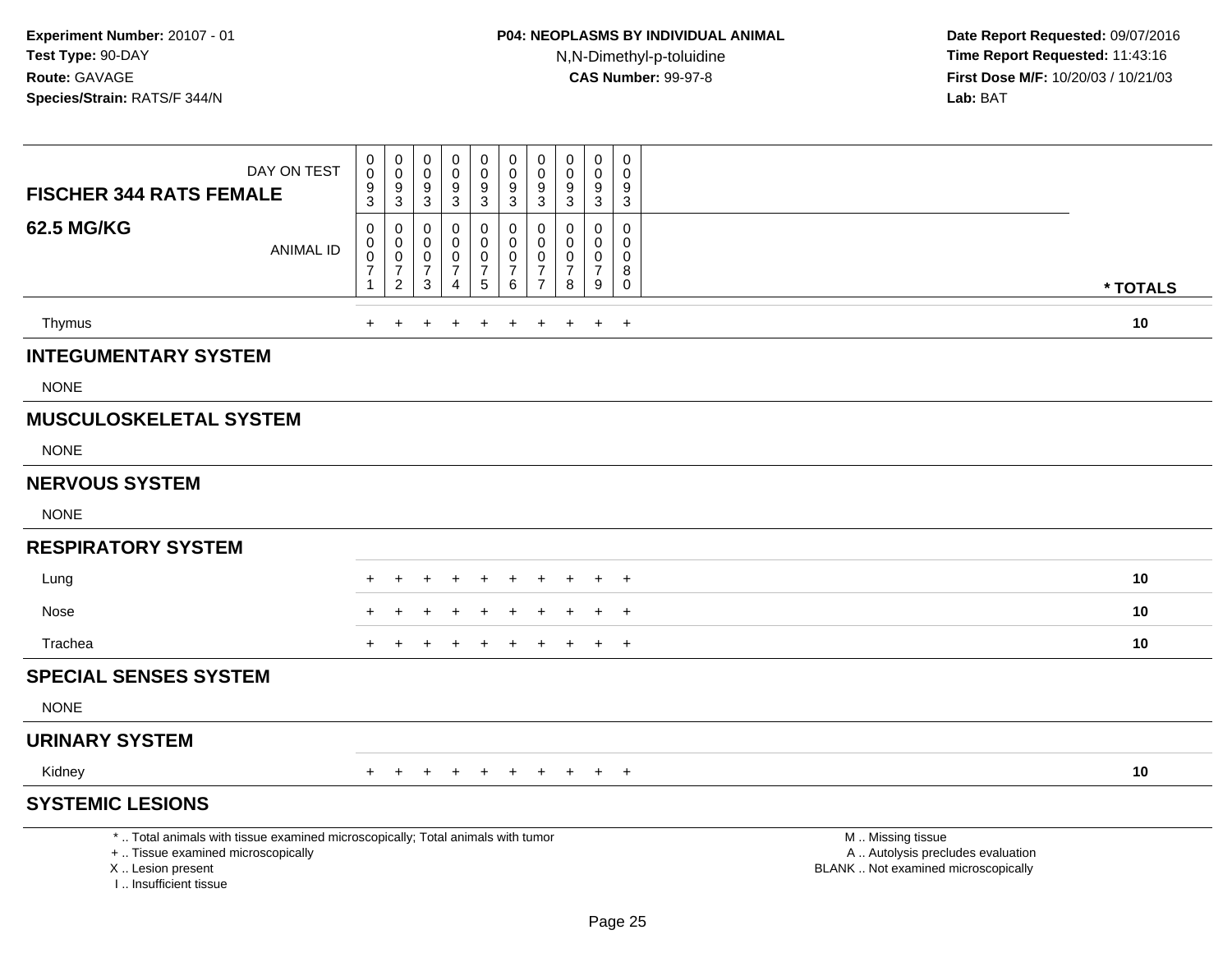**Experiment Number:** 20107 - 01
**Test Type:** 90-DAY
**Route:** GAVAGE
**Species/Strain:** RATS/F 344/N

**P04: NEOPLASMS BY INDIVIDUAL ANIMAL**
N,N-Dimethyl-p-toluidine
**CAS Number:** 99-97-8

**Date Report Requested:** 09/07/2016
**Time Report Requested:** 11:43:16
**First Dose M/F:** 10/20/03 / 10/21/03
**Lab:** BAT

| FISCHER 344 RATS FEMALE 62.5 MG/KG | | | | | | | | | | | |
|---|---|---|---|---|---|---|---|---|---|---|---|
| DAY ON TEST | 0093 | 0093 | 0093 | 0093 | 0093 | 0093 | 0093 | 0093 | 0093 | 0093 | |
| ANIMAL ID | 00071 | 00072 | 00073 | 00074 | 00075 | 00076 | 00077 | 00078 | 00079 | 00080 | * TOTALS |
| Thymus | + | + | + | + | + | + | + | + | + | + | 10 |
| **INTEGUMENTARY SYSTEM** | | | | | | | | | | | |
| NONE | | | | | | | | | | | |
| **MUSCULOSKELETAL SYSTEM** | | | | | | | | | | | |
| NONE | | | | | | | | | | | |
| **NERVOUS SYSTEM** | | | | | | | | | | | |
| NONE | | | | | | | | | | | |
| **RESPIRATORY SYSTEM** | | | | | | | | | | | |
| Lung | + | + | + | + | + | + | + | + | + | + | 10 |
| Nose | + | + | + | + | + | + | + | + | + | + | 10 |
| Trachea | + | + | + | + | + | + | + | + | + | + | 10 |
| **SPECIAL SENSES SYSTEM** | | | | | | | | | | | |
| NONE | | | | | | | | | | | |
| **URINARY SYSTEM** | | | | | | | | | | | |
| Kidney | + | + | + | + | + | + | + | + | + | + | 10 |
| **SYSTEMIC LESIONS** | | | | | | | | | | | |

* .. Total animals with tissue examined microscopically; Total animals with tumor
+ .. Tissue examined microscopically
X .. Lesion present
I .. Insufficient tissue

M .. Missing tissue
A .. Autolysis precludes evaluation
BLANK .. Not examined microscopically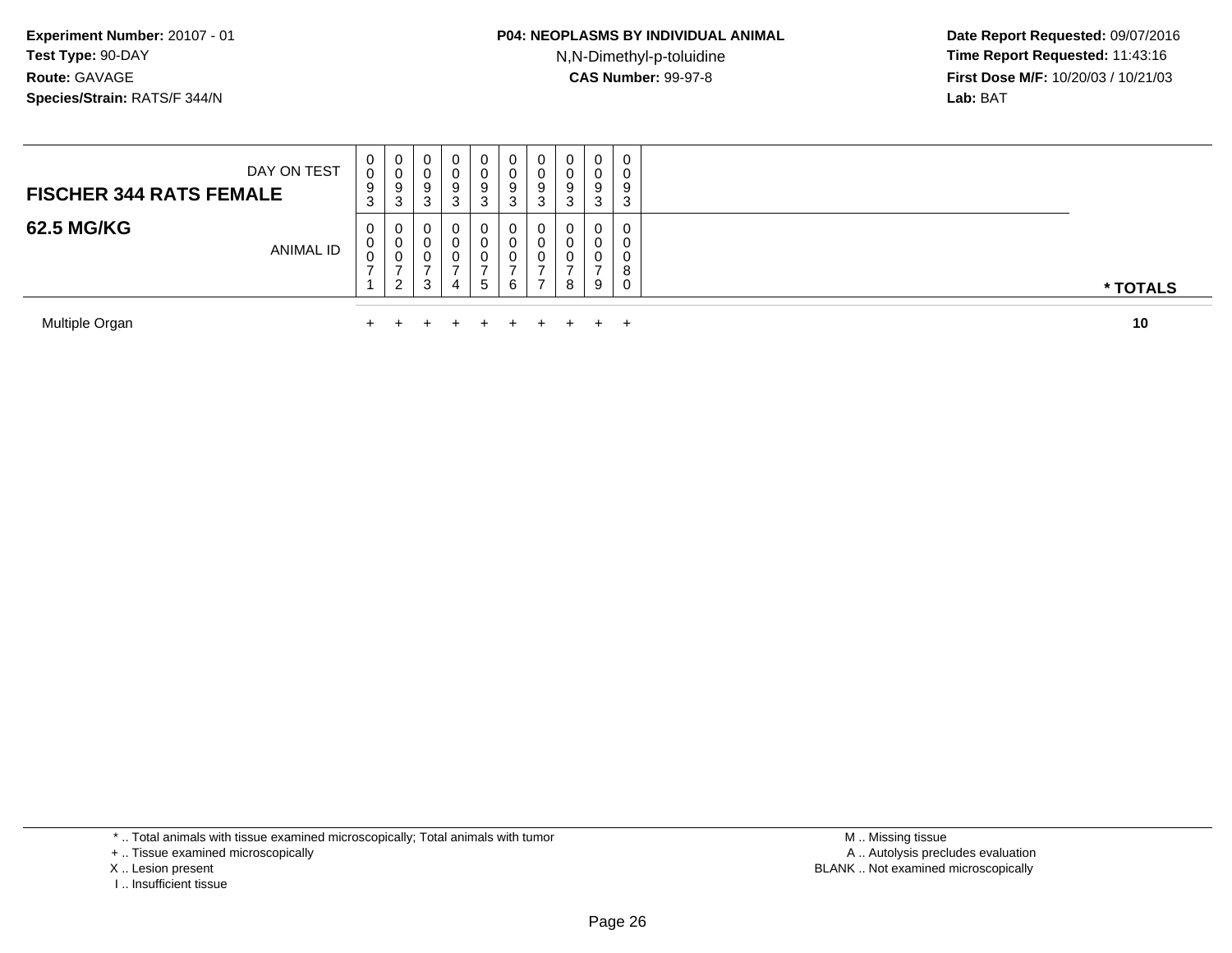**Experiment Number:** 20107 - 01
**Test Type:** 90-DAY
**Route:** GAVAGE
**Species/Strain:** RATS/F 344/N

**P04: NEOPLASMS BY INDIVIDUAL ANIMAL**
N,N-Dimethyl-p-toluidine
**CAS Number:** 99-97-8

**Date Report Requested:** 09/07/2016
**Time Report Requested:** 11:43:16
**First Dose M/F:** 10/20/03 / 10/21/03
**Lab:** BAT

| **FISCHER 344 RATS FEMALE** DAY ON TEST | 0 0 9 3 | 0 0 9 3 | 0 0 9 3 | 0 0 9 3 | 0 0 9 3 | 0 0 9 3 | 0 0 9 3 | 0 0 9 3 | 0 0 9 3 | 0 0 9 3 | |
|---|---|---|---|---|---|---|---|---|---|---|---|
| **62.5 MG/KG** ANIMAL ID | 0 0 0 7 1 | 0 0 0 7 2 | 0 0 0 7 3 | 0 0 0 7 4 | 0 0 0 7 5 | 0 0 0 7 6 | 0 0 0 7 7 | 0 0 0 7 8 | 0 0 0 7 9 | 0 0 0 8 0 | *** TOTALS** |
| Multiple Organ | + | + | + | + | + | + | + | + | + | + | **10** |

* .. Total animals with tissue examined microscopically; Total animals with tumor
+ .. Tissue examined microscopically
X .. Lesion present
I .. Insufficient tissue

M .. Missing tissue
A .. Autolysis precludes evaluation
BLANK .. Not examined microscopically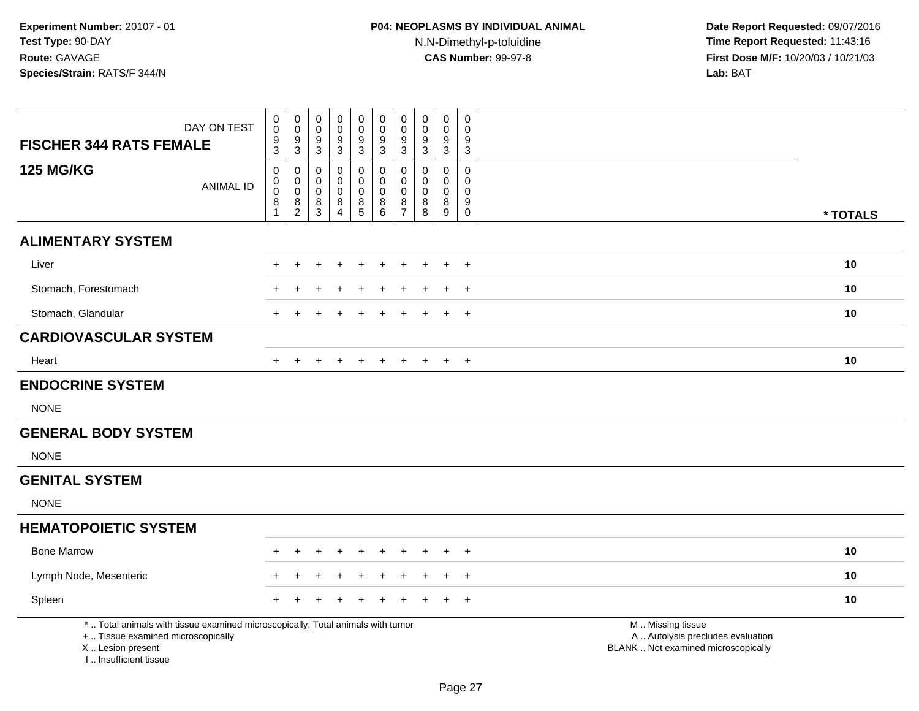Experiment Number: 20107 - 01
Test Type: 90-DAY
Route: GAVAGE
Species/Strain: RATS/F 344/N

**P04: NEOPLASMS BY INDIVIDUAL ANIMAL**
N,N-Dimethyl-p-toluidine
**CAS Number:** 99-97-8

Date Report Requested: 09/07/2016
Time Report Requested: 11:43:16
First Dose M/F: 10/20/03 / 10/21/03
Lab: BAT

| FISCHER 344 RATS FEMALE — DAY ON TEST | 0093 | 0093 | 0093 | 0093 | 0093 | 0093 | 0093 | 0093 | 0093 | 0093 | |
|---|---|---|---|---|---|---|---|---|---|---|---|
| **125 MG/KG** — ANIMAL ID | 00081 | 00082 | 00083 | 00084 | 00085 | 00086 | 00087 | 00088 | 00089 | 00090 | * TOTALS |
| **ALIMENTARY SYSTEM** | | | | | | | | | | | |
| Liver | + | + | + | + | + | + | + | + | + | + | 10 |
| Stomach, Forestomach | + | + | + | + | + | + | + | + | + | + | 10 |
| Stomach, Glandular | + | + | + | + | + | + | + | + | + | + | 10 |
| **CARDIOVASCULAR SYSTEM** | | | | | | | | | | | |
| Heart | + | + | + | + | + | + | + | + | + | + | 10 |
| **ENDOCRINE SYSTEM** | | | | | | | | | | | |
| NONE | | | | | | | | | | | |
| **GENERAL BODY SYSTEM** | | | | | | | | | | | |
| NONE | | | | | | | | | | | |
| **GENITAL SYSTEM** | | | | | | | | | | | |
| NONE | | | | | | | | | | | |
| **HEMATOPOIETIC SYSTEM** | | | | | | | | | | | |
| Bone Marrow | + | + | + | + | + | + | + | + | + | + | 10 |
| Lymph Node, Mesenteric | + | + | + | + | + | + | + | + | + | + | 10 |
| Spleen | + | + | + | + | + | + | + | + | + | + | 10 |

* .. Total animals with tissue examined microscopically; Total animals with tumor
+ .. Tissue examined microscopically
X .. Lesion present
I .. Insufficient tissue

M .. Missing tissue
A .. Autolysis precludes evaluation
BLANK .. Not examined microscopically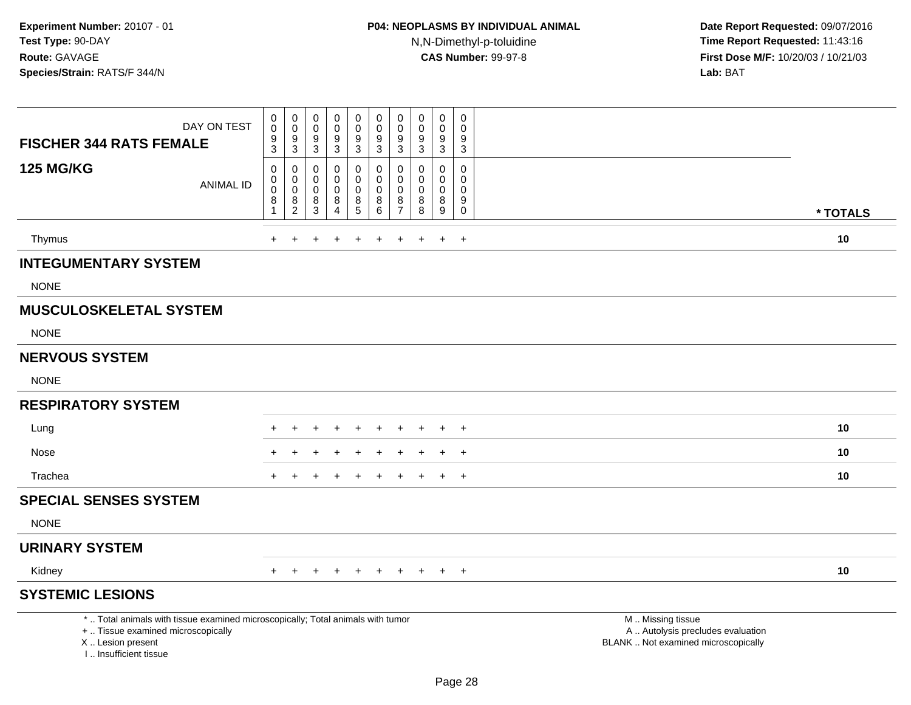**Experiment Number:** 20107 - 01
**Test Type:** 90-DAY
**Route:** GAVAGE
**Species/Strain:** RATS/F 344/N

**P04: NEOPLASMS BY INDIVIDUAL ANIMAL**
N,N-Dimethyl-p-toluidine
**CAS Number:** 99-97-8

**Date Report Requested:** 09/07/2016
**Time Report Requested:** 11:43:16
**First Dose M/F:** 10/20/03 / 10/21/03
**Lab:** BAT

| FISCHER 344 RATS FEMALE 125 MG/KG | | | | | | | | | | | |
|---|---|---|---|---|---|---|---|---|---|---|---|
| DAY ON TEST | 0093 | 0093 | 0093 | 0093 | 0093 | 0093 | 0093 | 0093 | 0093 | 0093 | |
| ANIMAL ID | 00081 | 00082 | 00083 | 00084 | 00085 | 00086 | 00087 | 00088 | 00089 | 00090 | * TOTALS |
| Thymus | + | + | + | + | + | + | + | + | + | + | 10 |
| **INTEGUMENTARY SYSTEM** | | | | | | | | | | | |
| NONE | | | | | | | | | | | |
| **MUSCULOSKELETAL SYSTEM** | | | | | | | | | | | |
| NONE | | | | | | | | | | | |
| **NERVOUS SYSTEM** | | | | | | | | | | | |
| NONE | | | | | | | | | | | |
| **RESPIRATORY SYSTEM** | | | | | | | | | | | |
| Lung | + | + | + | + | + | + | + | + | + | + | 10 |
| Nose | + | + | + | + | + | + | + | + | + | + | 10 |
| Trachea | + | + | + | + | + | + | + | + | + | + | 10 |
| **SPECIAL SENSES SYSTEM** | | | | | | | | | | | |
| NONE | | | | | | | | | | | |
| **URINARY SYSTEM** | | | | | | | | | | | |
| Kidney | + | + | + | + | + | + | + | + | + | + | 10 |
| **SYSTEMIC LESIONS** | | | | | | | | | | | |

* .. Total animals with tissue examined microscopically; Total animals with tumor
+ .. Tissue examined microscopically
X .. Lesion present
I .. Insufficient tissue

M .. Missing tissue
A .. Autolysis precludes evaluation
BLANK .. Not examined microscopically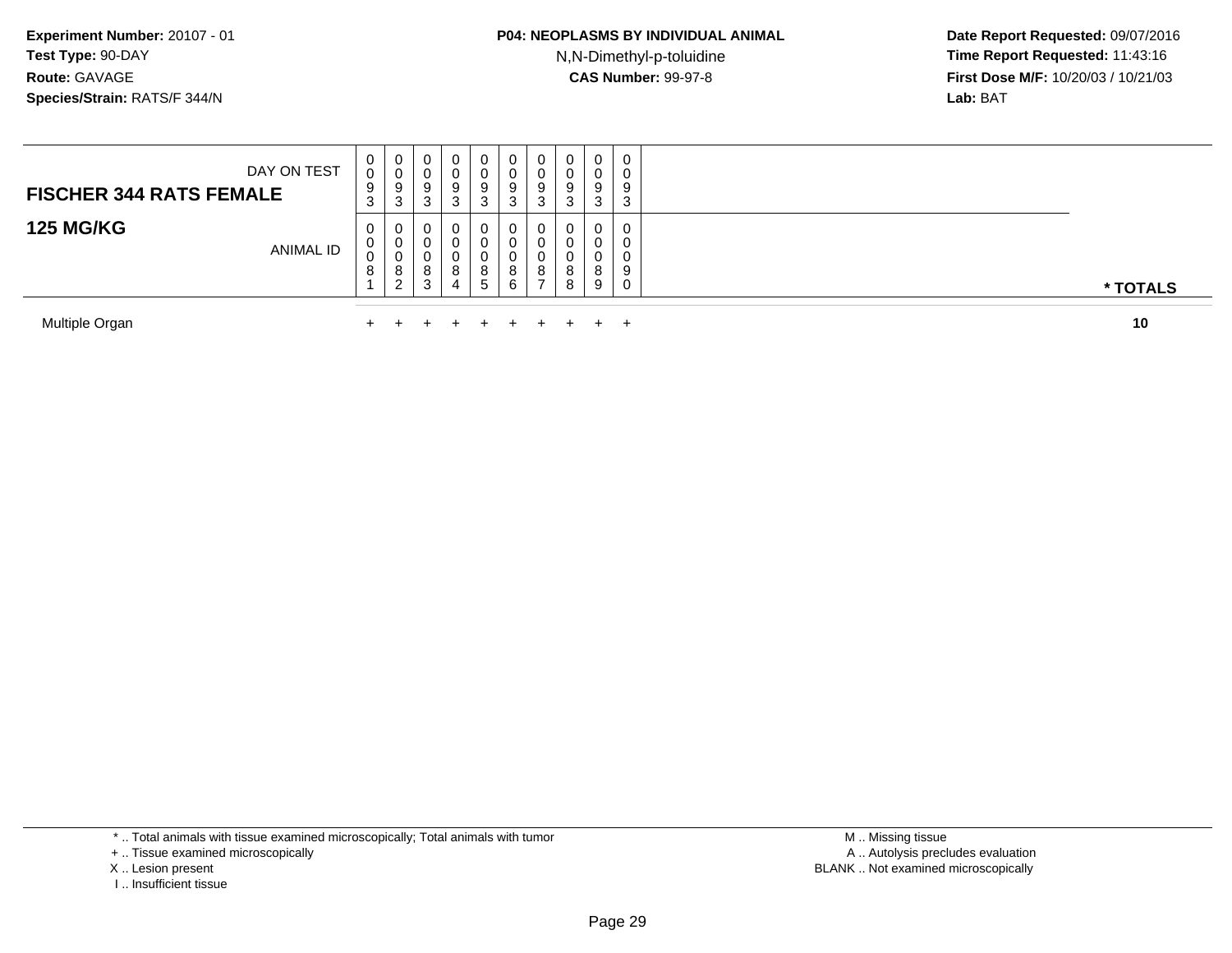**Experiment Number:** 20107 - 01
**Test Type:** 90-DAY
**Route:** GAVAGE
**Species/Strain:** RATS/F 344/N

**P04: NEOPLASMS BY INDIVIDUAL ANIMAL**
N,N-Dimethyl-p-toluidine
**CAS Number:** 99-97-8

**Date Report Requested:** 09/07/2016
**Time Report Requested:** 11:43:16
**First Dose M/F:** 10/20/03 / 10/21/03
**Lab:** BAT

| **FISCHER 344 RATS FEMALE** DAY ON TEST | 0<br>0<br>9<br>3 | 0<br>0<br>9<br>3 | 0<br>0<br>9<br>3 | 0<br>0<br>9<br>3 | 0<br>0<br>9<br>3 | 0<br>0<br>9<br>3 | 0<br>0<br>9<br>3 | 0<br>0<br>9<br>3 | 0<br>0<br>9<br>3 | 0<br>0<br>9<br>3 | |
|---|---|---|---|---|---|---|---|---|---|---|---|
| **125 MG/KG** ANIMAL ID | 0<br>0<br>0<br>8<br>1 | 0<br>0<br>0<br>8<br>2 | 0<br>0<br>0<br>8<br>3 | 0<br>0<br>0<br>8<br>4 | 0<br>0<br>0<br>8<br>5 | 0<br>0<br>0<br>8<br>6 | 0<br>0<br>0<br>8<br>7 | 0<br>0<br>0<br>8<br>8 | 0<br>0<br>0<br>8<br>9 | 0<br>0<br>0<br>9<br>0 | *** TOTALS** |
| Multiple Organ | + | + | + | + | + | + | + | + | + | + | **10** |

* .. Total animals with tissue examined microscopically; Total animals with tumor
+ .. Tissue examined microscopically
X .. Lesion present
I .. Insufficient tissue

M .. Missing tissue
A .. Autolysis precludes evaluation
BLANK .. Not examined microscopically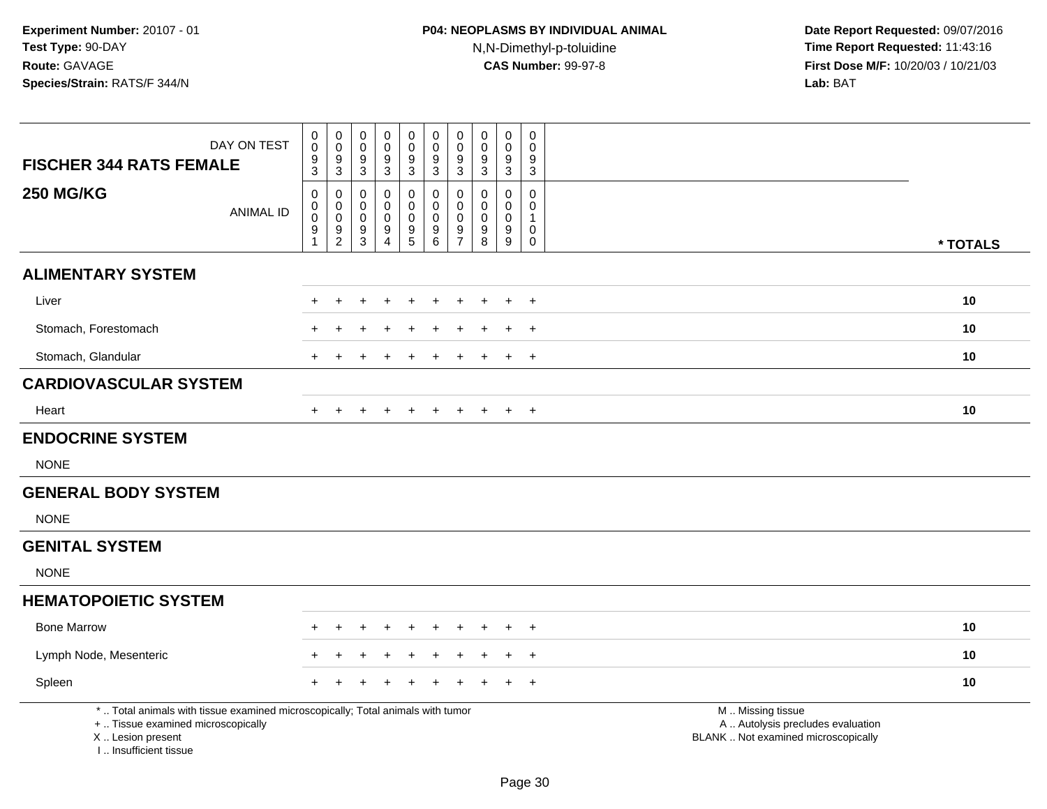**Experiment Number:** 20107 - 01
**Test Type:** 90-DAY
**Route:** GAVAGE
**Species/Strain:** RATS/F 344/N

**P04: NEOPLASMS BY INDIVIDUAL ANIMAL**
N,N-Dimethyl-p-toluidine
**CAS Number:** 99-97-8

**Date Report Requested:** 09/07/2016
**Time Report Requested:** 11:43:16
**First Dose M/F:** 10/20/03 / 10/21/03
**Lab:** BAT

| FISCHER 344 RATS FEMALE 250 MG/KG | | | | | | | | | | | |
|---|---|---|---|---|---|---|---|---|---|---|---|
| DAY ON TEST | 0093 | 0093 | 0093 | 0093 | 0093 | 0093 | 0093 | 0093 | 0093 | 0093 | |
| ANIMAL ID | 00091 | 00092 | 00093 | 00094 | 00095 | 00096 | 00097 | 00098 | 00099 | 00100 | * TOTALS |
| **ALIMENTARY SYSTEM** | | | | | | | | | | | |
| Liver | + | + | + | + | + | + | + | + | + | + | 10 |
| Stomach, Forestomach | + | + | + | + | + | + | + | + | + | + | 10 |
| Stomach, Glandular | + | + | + | + | + | + | + | + | + | + | 10 |
| **CARDIOVASCULAR SYSTEM** | | | | | | | | | | | |
| Heart | + | + | + | + | + | + | + | + | + | + | 10 |
| **ENDOCRINE SYSTEM** | | | | | | | | | | | |
| NONE | | | | | | | | | | | |
| **GENERAL BODY SYSTEM** | | | | | | | | | | | |
| NONE | | | | | | | | | | | |
| **GENITAL SYSTEM** | | | | | | | | | | | |
| NONE | | | | | | | | | | | |
| **HEMATOPOIETIC SYSTEM** | | | | | | | | | | | |
| Bone Marrow | + | + | + | + | + | + | + | + | + | + | 10 |
| Lymph Node, Mesenteric | + | + | + | + | + | + | + | + | + | + | 10 |
| Spleen | + | + | + | + | + | + | + | + | + | + | 10 |

* .. Total animals with tissue examined microscopically; Total animals with tumor
+ .. Tissue examined microscopically
X .. Lesion present
I .. Insufficient tissue

M .. Missing tissue
A .. Autolysis precludes evaluation
BLANK .. Not examined microscopically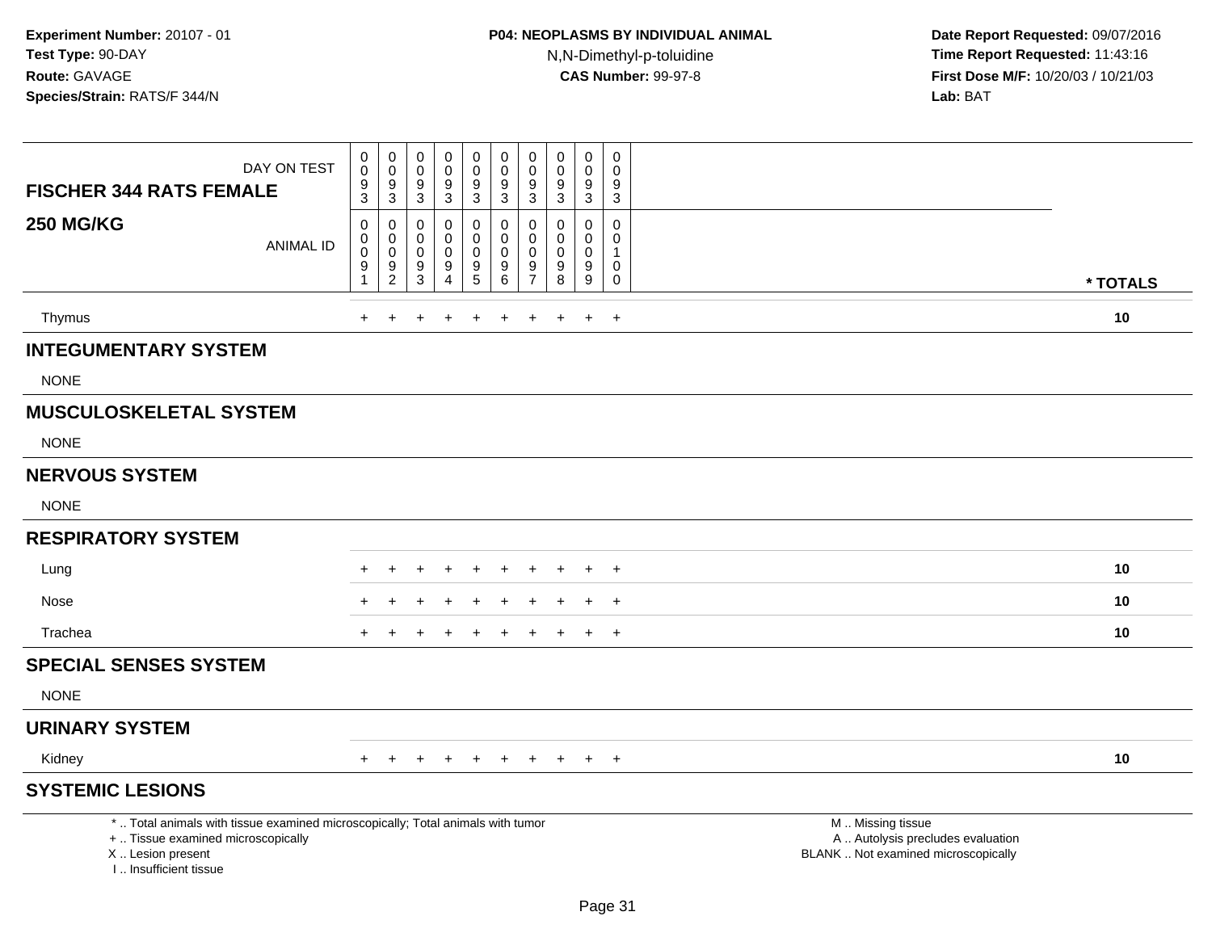**Experiment Number:** 20107 - 01
**Test Type:** 90-DAY
**Route:** GAVAGE
**Species/Strain:** RATS/F 344/N

**P04: NEOPLASMS BY INDIVIDUAL ANIMAL**
N,N-Dimethyl-p-toluidine
**CAS Number:** 99-97-8

**Date Report Requested:** 09/07/2016
**Time Report Requested:** 11:43:16
**First Dose M/F:** 10/20/03 / 10/21/03
**Lab:** BAT

| FISCHER 344 RATS FEMALE 250 MG/KG | | | | | | | | | | | |
|---|---|---|---|---|---|---|---|---|---|---|---|
| DAY ON TEST | 0093 | 0093 | 0093 | 0093 | 0093 | 0093 | 0093 | 0093 | 0093 | 0093 | |
| ANIMAL ID | 00091 | 00092 | 00093 | 00094 | 00095 | 00096 | 00097 | 00098 | 00099 | 00100 | * TOTALS |
| Thymus | + | + | + | + | + | + | + | + | + | + | 10 |
| **INTEGUMENTARY SYSTEM** | | | | | | | | | | | |
| NONE | | | | | | | | | | | |
| **MUSCULOSKELETAL SYSTEM** | | | | | | | | | | | |
| NONE | | | | | | | | | | | |
| **NERVOUS SYSTEM** | | | | | | | | | | | |
| NONE | | | | | | | | | | | |
| **RESPIRATORY SYSTEM** | | | | | | | | | | | |
| Lung | + | + | + | + | + | + | + | + | + | + | 10 |
| Nose | + | + | + | + | + | + | + | + | + | + | 10 |
| Trachea | + | + | + | + | + | + | + | + | + | + | 10 |
| **SPECIAL SENSES SYSTEM** | | | | | | | | | | | |
| NONE | | | | | | | | | | | |
| **URINARY SYSTEM** | | | | | | | | | | | |
| Kidney | + | + | + | + | + | + | + | + | + | + | 10 |
| **SYSTEMIC LESIONS** | | | | | | | | | | | |

* .. Total animals with tissue examined microscopically; Total animals with tumor
+ .. Tissue examined microscopically
X .. Lesion present
I .. Insufficient tissue

M .. Missing tissue
A .. Autolysis precludes evaluation
BLANK .. Not examined microscopically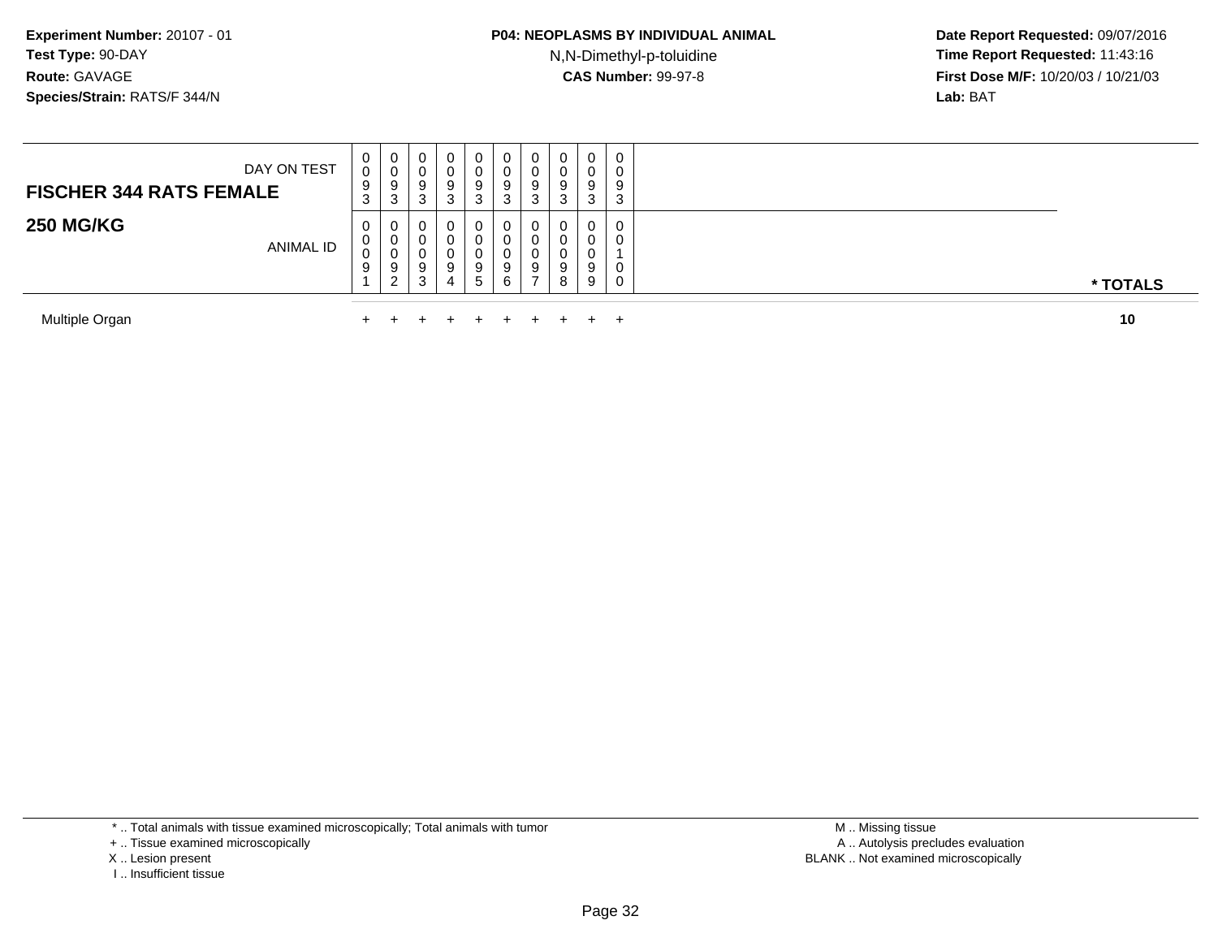**Experiment Number:** 20107 - 01
**Test Type:** 90-DAY
**Route:** GAVAGE
**Species/Strain:** RATS/F 344/N

**P04: NEOPLASMS BY INDIVIDUAL ANIMAL**
N,N-Dimethyl-p-toluidine
**CAS Number:** 99-97-8

**Date Report Requested:** 09/07/2016
**Time Report Requested:** 11:43:16
**First Dose M/F:** 10/20/03 / 10/21/03
**Lab:** BAT

| **FISCHER 344 RATS FEMALE** DAY ON TEST | 0093 | 0093 | 0093 | 0093 | 0093 | 0093 | 0093 | 0093 | 0093 | 0093 | |
|---|---|---|---|---|---|---|---|---|---|---|---|
| **250 MG/KG** ANIMAL ID | 00091 | 00092 | 00093 | 00094 | 00095 | 00096 | 00097 | 00098 | 00099 | 00100 | *** TOTALS** |
| Multiple Organ | + | + | + | + | + | + | + | + | + | + | **10** |

* .. Total animals with tissue examined microscopically; Total animals with tumor
+ .. Tissue examined microscopically
X .. Lesion present
I .. Insufficient tissue

M .. Missing tissue
A .. Autolysis precludes evaluation
BLANK .. Not examined microscopically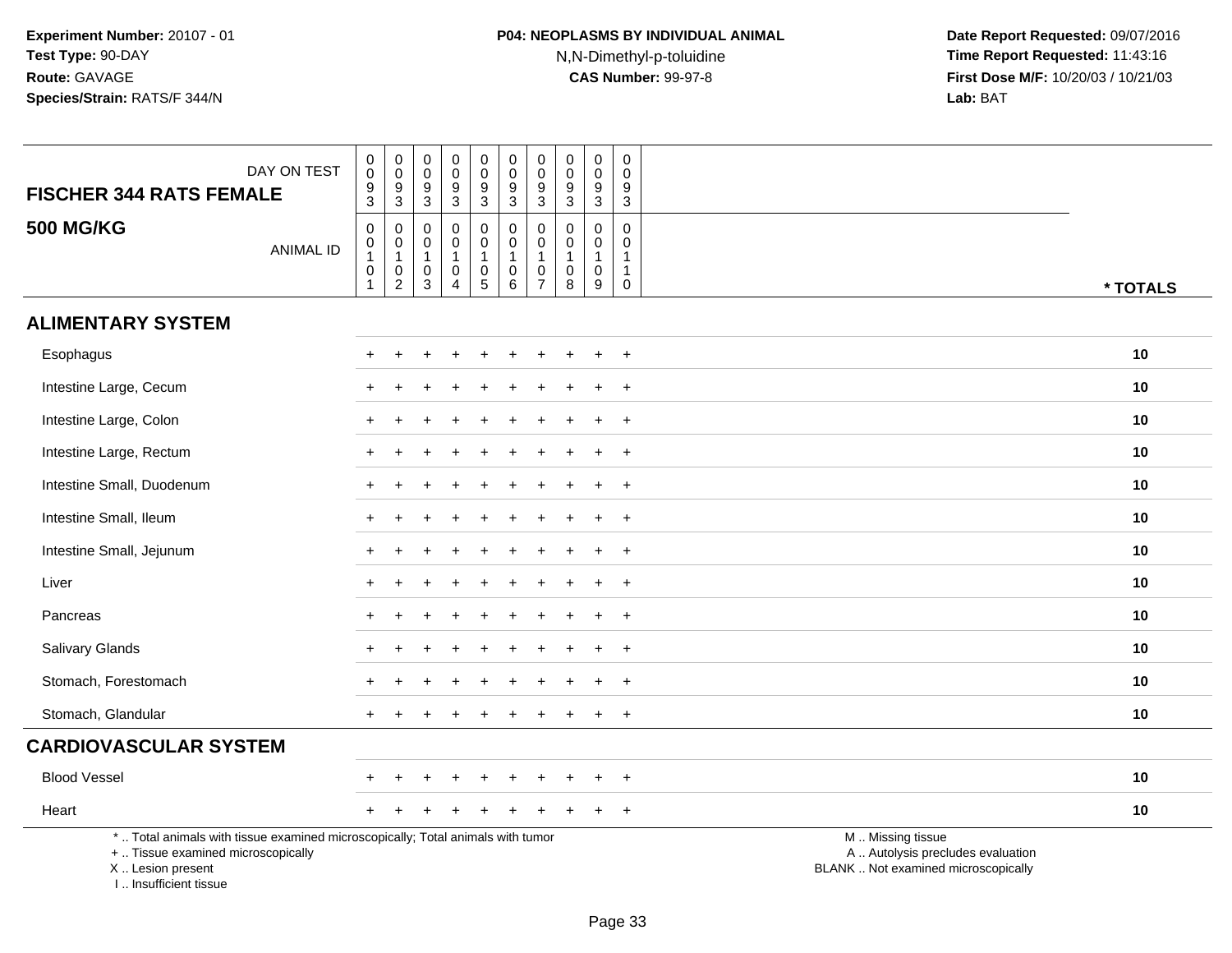**Experiment Number:** 20107 - 01
**Test Type:** 90-DAY
**Route:** GAVAGE
**Species/Strain:** RATS/F 344/N

**P04: NEOPLASMS BY INDIVIDUAL ANIMAL**
N,N-Dimethyl-p-toluidine
**CAS Number:** 99-97-8

**Date Report Requested:** 09/07/2016
**Time Report Requested:** 11:43:16
**First Dose M/F:** 10/20/03 / 10/21/03
**Lab:** BAT

| FISCHER 344 RATS FEMALE 500 MG/KG | | | | | | | | | | | |
|---|---|---|---|---|---|---|---|---|---|---|---|
| DAY ON TEST | 0093 | 0093 | 0093 | 0093 | 0093 | 0093 | 0093 | 0093 | 0093 | 0093 | |
| ANIMAL ID | 00101 | 00102 | 00103 | 00104 | 00105 | 00106 | 00107 | 00108 | 00109 | 00110 | * TOTALS |
| **ALIMENTARY SYSTEM** | | | | | | | | | | | |
| Esophagus | + | + | + | + | + | + | + | + | + | + | 10 |
| Intestine Large, Cecum | + | + | + | + | + | + | + | + | + | + | 10 |
| Intestine Large, Colon | + | + | + | + | + | + | + | + | + | + | 10 |
| Intestine Large, Rectum | + | + | + | + | + | + | + | + | + | + | 10 |
| Intestine Small, Duodenum | + | + | + | + | + | + | + | + | + | + | 10 |
| Intestine Small, Ileum | + | + | + | + | + | + | + | + | + | + | 10 |
| Intestine Small, Jejunum | + | + | + | + | + | + | + | + | + | + | 10 |
| Liver | + | + | + | + | + | + | + | + | + | + | 10 |
| Pancreas | + | + | + | + | + | + | + | + | + | + | 10 |
| Salivary Glands | + | + | + | + | + | + | + | + | + | + | 10 |
| Stomach, Forestomach | + | + | + | + | + | + | + | + | + | + | 10 |
| Stomach, Glandular | + | + | + | + | + | + | + | + | + | + | 10 |
| **CARDIOVASCULAR SYSTEM** | | | | | | | | | | | |
| Blood Vessel | + | + | + | + | + | + | + | + | + | + | 10 |
| Heart | + | + | + | + | + | + | + | + | + | + | 10 |

* .. Total animals with tissue examined microscopically; Total animals with tumor
+ .. Tissue examined microscopically
X .. Lesion present
I .. Insufficient tissue

M .. Missing tissue
A .. Autolysis precludes evaluation
BLANK .. Not examined microscopically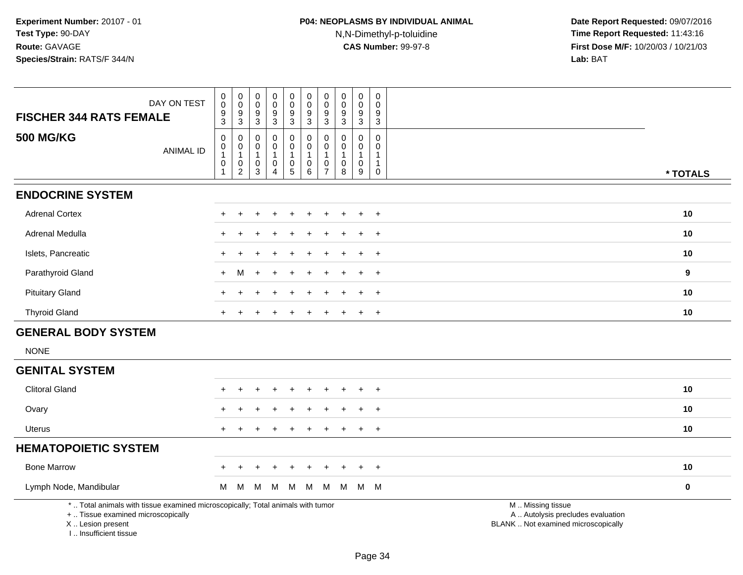**Experiment Number:** 20107 - 01
**Test Type:** 90-DAY
**Route:** GAVAGE
**Species/Strain:** RATS/F 344/N

**P04: NEOPLASMS BY INDIVIDUAL ANIMAL**
N,N-Dimethyl-p-toluidine
**CAS Number:** 99-97-8

**Date Report Requested:** 09/07/2016
**Time Report Requested:** 11:43:16
**First Dose M/F:** 10/20/03 / 10/21/03
**Lab:** BAT

| FISCHER 344 RATS FEMALE — DAY ON TEST | 0093 | 0093 | 0093 | 0093 | 0093 | 0093 | 0093 | 0093 | 0093 | 0093 | |
|---|---|---|---|---|---|---|---|---|---|---|---|
| **500 MG/KG** — ANIMAL ID | 00101 | 00102 | 00103 | 00104 | 00105 | 00106 | 00107 | 00108 | 00109 | 00110 | *** TOTALS** |
| **ENDOCRINE SYSTEM** | | | | | | | | | | | |
| Adrenal Cortex | + | + | + | + | + | + | + | + | + | + | 10 |
| Adrenal Medulla | + | + | + | + | + | + | + | + | + | + | 10 |
| Islets, Pancreatic | + | + | + | + | + | + | + | + | + | + | 10 |
| Parathyroid Gland | + | M | + | + | + | + | + | + | + | + | 9 |
| Pituitary Gland | + | + | + | + | + | + | + | + | + | + | 10 |
| Thyroid Gland | + | + | + | + | + | + | + | + | + | + | 10 |
| **GENERAL BODY SYSTEM** | | | | | | | | | | | |
| NONE | | | | | | | | | | | |
| **GENITAL SYSTEM** | | | | | | | | | | | |
| Clitoral Gland | + | + | + | + | + | + | + | + | + | + | 10 |
| Ovary | + | + | + | + | + | + | + | + | + | + | 10 |
| Uterus | + | + | + | + | + | + | + | + | + | + | 10 |
| **HEMATOPOIETIC SYSTEM** | | | | | | | | | | | |
| Bone Marrow | + | + | + | + | + | + | + | + | + | + | 10 |
| Lymph Node, Mandibular | M | M | M | M | M | M | M | M | M | M | 0 |

\* .. Total animals with tissue examined microscopically; Total animals with tumor
\+ .. Tissue examined microscopically
X .. Lesion present
I .. Insufficient tissue

M .. Missing tissue
A .. Autolysis precludes evaluation
BLANK .. Not examined microscopically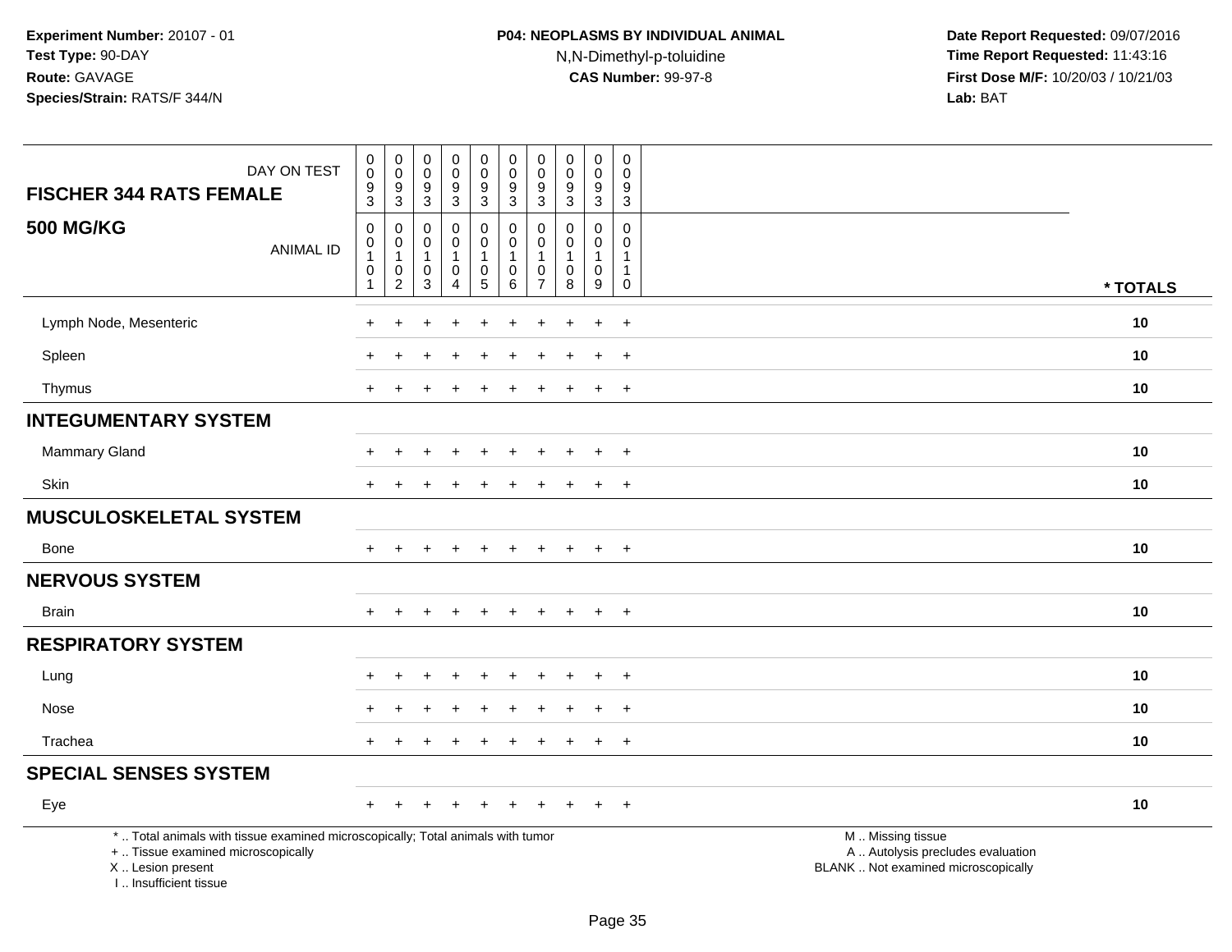**Experiment Number:** 20107 - 01
**Test Type:** 90-DAY
**Route:** GAVAGE
**Species/Strain:** RATS/F 344/N

**P04: NEOPLASMS BY INDIVIDUAL ANIMAL**
N,N-Dimethyl-p-toluidine
**CAS Number:** 99-97-8

**Date Report Requested:** 09/07/2016
**Time Report Requested:** 11:43:16
**First Dose M/F:** 10/20/03 / 10/21/03
**Lab:** BAT

| FISCHER 344 RATS FEMALE / 500 MG/KG | | | | | | | | | | | |
|---|---|---|---|---|---|---|---|---|---|---|---|
| DAY ON TEST | 0093 | 0093 | 0093 | 0093 | 0093 | 0093 | 0093 | 0093 | 0093 | 0093 | |
| ANIMAL ID | 00101 | 00102 | 00103 | 00104 | 00105 | 00106 | 00107 | 00108 | 00109 | 00110 | * TOTALS |
| Lymph Node, Mesenteric | + | + | + | + | + | + | + | + | + | + | 10 |
| Spleen | + | + | + | + | + | + | + | + | + | + | 10 |
| Thymus | + | + | + | + | + | + | + | + | + | + | 10 |
| **INTEGUMENTARY SYSTEM** | | | | | | | | | | | |
| Mammary Gland | + | + | + | + | + | + | + | + | + | + | 10 |
| Skin | + | + | + | + | + | + | + | + | + | + | 10 |
| **MUSCULOSKELETAL SYSTEM** | | | | | | | | | | | |
| Bone | + | + | + | + | + | + | + | + | + | + | 10 |
| **NERVOUS SYSTEM** | | | | | | | | | | | |
| Brain | + | + | + | + | + | + | + | + | + | + | 10 |
| **RESPIRATORY SYSTEM** | | | | | | | | | | | |
| Lung | + | + | + | + | + | + | + | + | + | + | 10 |
| Nose | + | + | + | + | + | + | + | + | + | + | 10 |
| Trachea | + | + | + | + | + | + | + | + | + | + | 10 |
| **SPECIAL SENSES SYSTEM** | | | | | | | | | | | |
| Eye | + | + | + | + | + | + | + | + | + | + | 10 |

* .. Total animals with tissue examined microscopically; Total animals with tumor
+ .. Tissue examined microscopically
X .. Lesion present
I .. Insufficient tissue

M .. Missing tissue
A .. Autolysis precludes evaluation
BLANK .. Not examined microscopically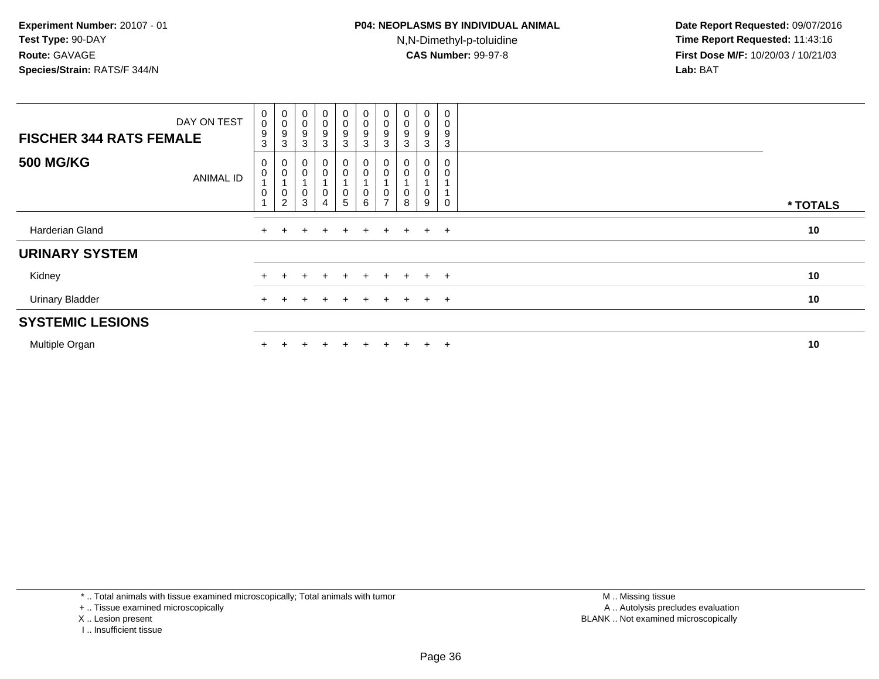**Experiment Number:** 20107 - 01
**Test Type:** 90-DAY
**Route:** GAVAGE
**Species/Strain:** RATS/F 344/N

**P04: NEOPLASMS BY INDIVIDUAL ANIMAL**
N,N-Dimethyl-p-toluidine
**CAS Number:** 99-97-8

**Date Report Requested:** 09/07/2016
**Time Report Requested:** 11:43:16
**First Dose M/F:** 10/20/03 / 10/21/03
**Lab:** BAT

| FISCHER 344 RATS FEMALE — DAY ON TEST | 0093 | 0093 | 0093 | 0093 | 0093 | 0093 | 0093 | 0093 | 0093 | 0093 | |
|---|---|---|---|---|---|---|---|---|---|---|---|
| **500 MG/KG** — ANIMAL ID | 00101 | 00102 | 00103 | 00104 | 00105 | 00106 | 00107 | 00108 | 00109 | 00110 | * TOTALS |
| Harderian Gland | + | + | + | + | + | + | + | + | + | + | 10 |
| **URINARY SYSTEM** | | | | | | | | | | | |
| Kidney | + | + | + | + | + | + | + | + | + | + | 10 |
| Urinary Bladder | + | + | + | + | + | + | + | + | + | + | 10 |
| **SYSTEMIC LESIONS** | | | | | | | | | | | |
| Multiple Organ | + | + | + | + | + | + | + | + | + | + | 10 |

* .. Total animals with tissue examined microscopically; Total animals with tumor
+ .. Tissue examined microscopically
X .. Lesion present
I .. Insufficient tissue

M .. Missing tissue
A .. Autolysis precludes evaluation
BLANK .. Not examined microscopically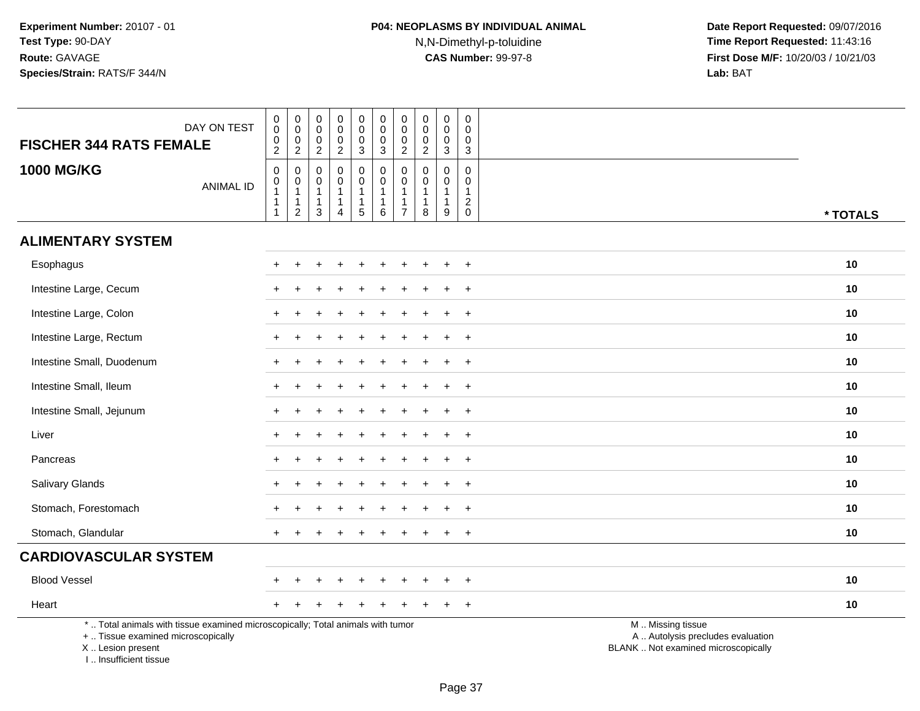**Experiment Number:** 20107 - 01
**Test Type:** 90-DAY
**Route:** GAVAGE
**Species/Strain:** RATS/F 344/N

**P04: NEOPLASMS BY INDIVIDUAL ANIMAL**
N,N-Dimethyl-p-toluidine
**CAS Number:** 99-97-8

**Date Report Requested:** 09/07/2016
**Time Report Requested:** 11:43:16
**First Dose M/F:** 10/20/03 / 10/21/03
**Lab:** BAT

| DAY ON TEST | 0002 | 0002 | 0002 | 0002 | 0003 | 0003 | 0002 | 0002 | 0003 | 0003 | |
|---|---|---|---|---|---|---|---|---|---|---|---|
| **FISCHER 344 RATS FEMALE** | | | | | | | | | | | |
| **1000 MG/KG** ANIMAL ID | 00111 | 00112 | 00113 | 00114 | 00115 | 00116 | 00117 | 00118 | 00119 | 00120 | *** TOTALS** |
| **ALIMENTARY SYSTEM** | | | | | | | | | | | |
| Esophagus | + | + | + | + | + | + | + | + | + | + | **10** |
| Intestine Large, Cecum | + | + | + | + | + | + | + | + | + | + | **10** |
| Intestine Large, Colon | + | + | + | + | + | + | + | + | + | + | **10** |
| Intestine Large, Rectum | + | + | + | + | + | + | + | + | + | + | **10** |
| Intestine Small, Duodenum | + | + | + | + | + | + | + | + | + | + | **10** |
| Intestine Small, Ileum | + | + | + | + | + | + | + | + | + | + | **10** |
| Intestine Small, Jejunum | + | + | + | + | + | + | + | + | + | + | **10** |
| Liver | + | + | + | + | + | + | + | + | + | + | **10** |
| Pancreas | + | + | + | + | + | + | + | + | + | + | **10** |
| Salivary Glands | + | + | + | + | + | + | + | + | + | + | **10** |
| Stomach, Forestomach | + | + | + | + | + | + | + | + | + | + | **10** |
| Stomach, Glandular | + | + | + | + | + | + | + | + | + | + | **10** |
| **CARDIOVASCULAR SYSTEM** | | | | | | | | | | | |
| Blood Vessel | + | + | + | + | + | + | + | + | + | + | **10** |
| Heart | + | + | + | + | + | + | + | + | + | + | **10** |

* .. Total animals with tissue examined microscopically; Total animals with tumor
+ .. Tissue examined microscopically
X .. Lesion present
I .. Insufficient tissue

M .. Missing tissue
A .. Autolysis precludes evaluation
BLANK .. Not examined microscopically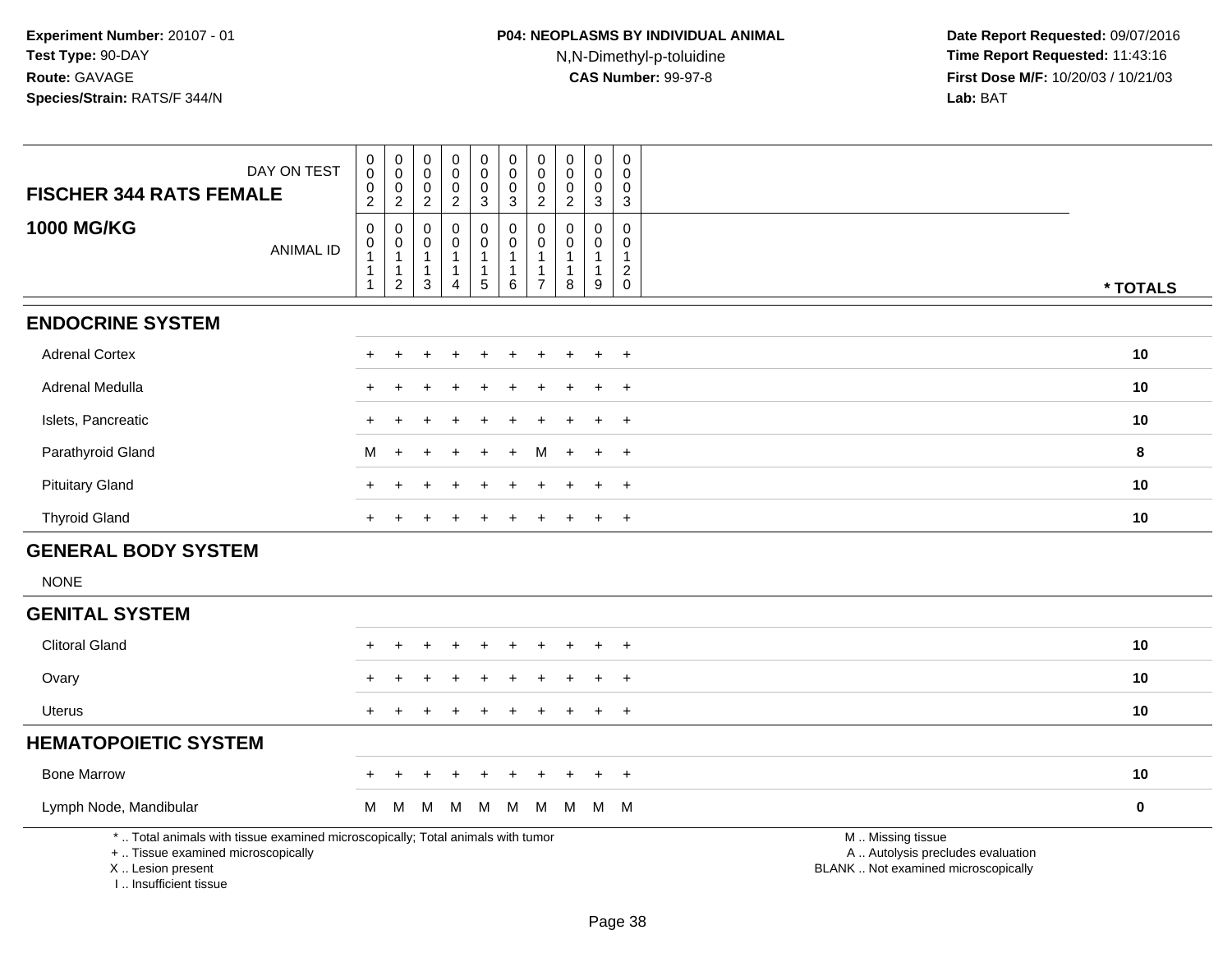**Experiment Number:** 20107 - 01
**Test Type:** 90-DAY
**Route:** GAVAGE
**Species/Strain:** RATS/F 344/N

**P04: NEOPLASMS BY INDIVIDUAL ANIMAL**
N,N-Dimethyl-p-toluidine
**CAS Number:** 99-97-8

**Date Report Requested:** 09/07/2016
**Time Report Requested:** 11:43:16
**First Dose M/F:** 10/20/03 / 10/21/03
**Lab:** BAT

| FISCHER 344 RATS FEMALE 1000 MG/KG | | | | | | | | | | | |
|---|---|---|---|---|---|---|---|---|---|---|---|
| DAY ON TEST | 0002 | 0002 | 0002 | 0002 | 0003 | 0003 | 0002 | 0002 | 0003 | 0003 | |
| ANIMAL ID | 00111 | 00112 | 00113 | 00114 | 00115 | 00116 | 00117 | 00118 | 00119 | 00120 | * TOTALS |
| **ENDOCRINE SYSTEM** | | | | | | | | | | | |
| Adrenal Cortex | + | + | + | + | + | + | + | + | + | + | 10 |
| Adrenal Medulla | + | + | + | + | + | + | + | + | + | + | 10 |
| Islets, Pancreatic | + | + | + | + | + | + | + | + | + | + | 10 |
| Parathyroid Gland | M | + | + | + | + | + | M | + | + | + | 8 |
| Pituitary Gland | + | + | + | + | + | + | + | + | + | + | 10 |
| Thyroid Gland | + | + | + | + | + | + | + | + | + | + | 10 |
| **GENERAL BODY SYSTEM** | | | | | | | | | | | |
| NONE | | | | | | | | | | | |
| **GENITAL SYSTEM** | | | | | | | | | | | |
| Clitoral Gland | + | + | + | + | + | + | + | + | + | + | 10 |
| Ovary | + | + | + | + | + | + | + | + | + | + | 10 |
| Uterus | + | + | + | + | + | + | + | + | + | + | 10 |
| **HEMATOPOIETIC SYSTEM** | | | | | | | | | | | |
| Bone Marrow | + | + | + | + | + | + | + | + | + | + | 10 |
| Lymph Node, Mandibular | M | M | M | M | M | M | M | M | M | M | 0 |

* .. Total animals with tissue examined microscopically; Total animals with tumor
+ .. Tissue examined microscopically
X .. Lesion present
I .. Insufficient tissue

M .. Missing tissue
A .. Autolysis precludes evaluation
BLANK .. Not examined microscopically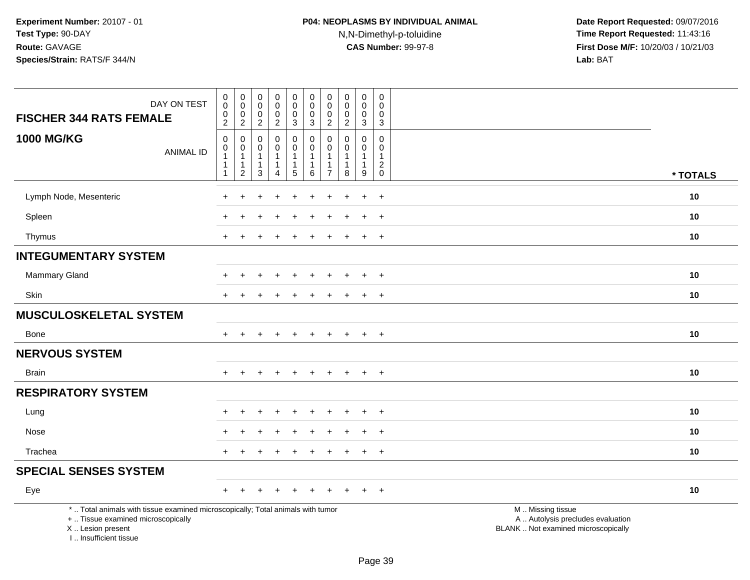**Experiment Number:** 20107 - 01
**Test Type:** 90-DAY
**Route:** GAVAGE
**Species/Strain:** RATS/F 344/N

**P04: NEOPLASMS BY INDIVIDUAL ANIMAL**
N,N-Dimethyl-p-toluidine
**CAS Number:** 99-97-8

**Date Report Requested:** 09/07/2016
**Time Report Requested:** 11:43:16
**First Dose M/F:** 10/20/03 / 10/21/03
**Lab:** BAT

| FISCHER 344 RATS FEMALE 1000 MG/KG — DAY ON TEST | 0002 | 0002 | 0002 | 0002 | 0003 | 0003 | 0002 | 0002 | 0003 | 0003 | |
|---|---|---|---|---|---|---|---|---|---|---|---|
| ANIMAL ID | 00111 | 00112 | 00113 | 00114 | 00115 | 00116 | 00117 | 00118 | 00119 | 00120 | * TOTALS |
| Lymph Node, Mesenteric | + | + | + | + | + | + | + | + | + | + | 10 |
| Spleen | + | + | + | + | + | + | + | + | + | + | 10 |
| Thymus | + | + | + | + | + | + | + | + | + | + | 10 |
| **INTEGUMENTARY SYSTEM** | | | | | | | | | | | |
| Mammary Gland | + | + | + | + | + | + | + | + | + | + | 10 |
| Skin | + | + | + | + | + | + | + | + | + | + | 10 |
| **MUSCULOSKELETAL SYSTEM** | | | | | | | | | | | |
| Bone | + | + | + | + | + | + | + | + | + | + | 10 |
| **NERVOUS SYSTEM** | | | | | | | | | | | |
| Brain | + | + | + | + | + | + | + | + | + | + | 10 |
| **RESPIRATORY SYSTEM** | | | | | | | | | | | |
| Lung | + | + | + | + | + | + | + | + | + | + | 10 |
| Nose | + | + | + | + | + | + | + | + | + | + | 10 |
| Trachea | + | + | + | + | + | + | + | + | + | + | 10 |
| **SPECIAL SENSES SYSTEM** | | | | | | | | | | | |
| Eye | + | + | + | + | + | + | + | + | + | + | 10 |

* .. Total animals with tissue examined microscopically; Total animals with tumor
+ .. Tissue examined microscopically
X .. Lesion present
I .. Insufficient tissue

M .. Missing tissue
A .. Autolysis precludes evaluation
BLANK .. Not examined microscopically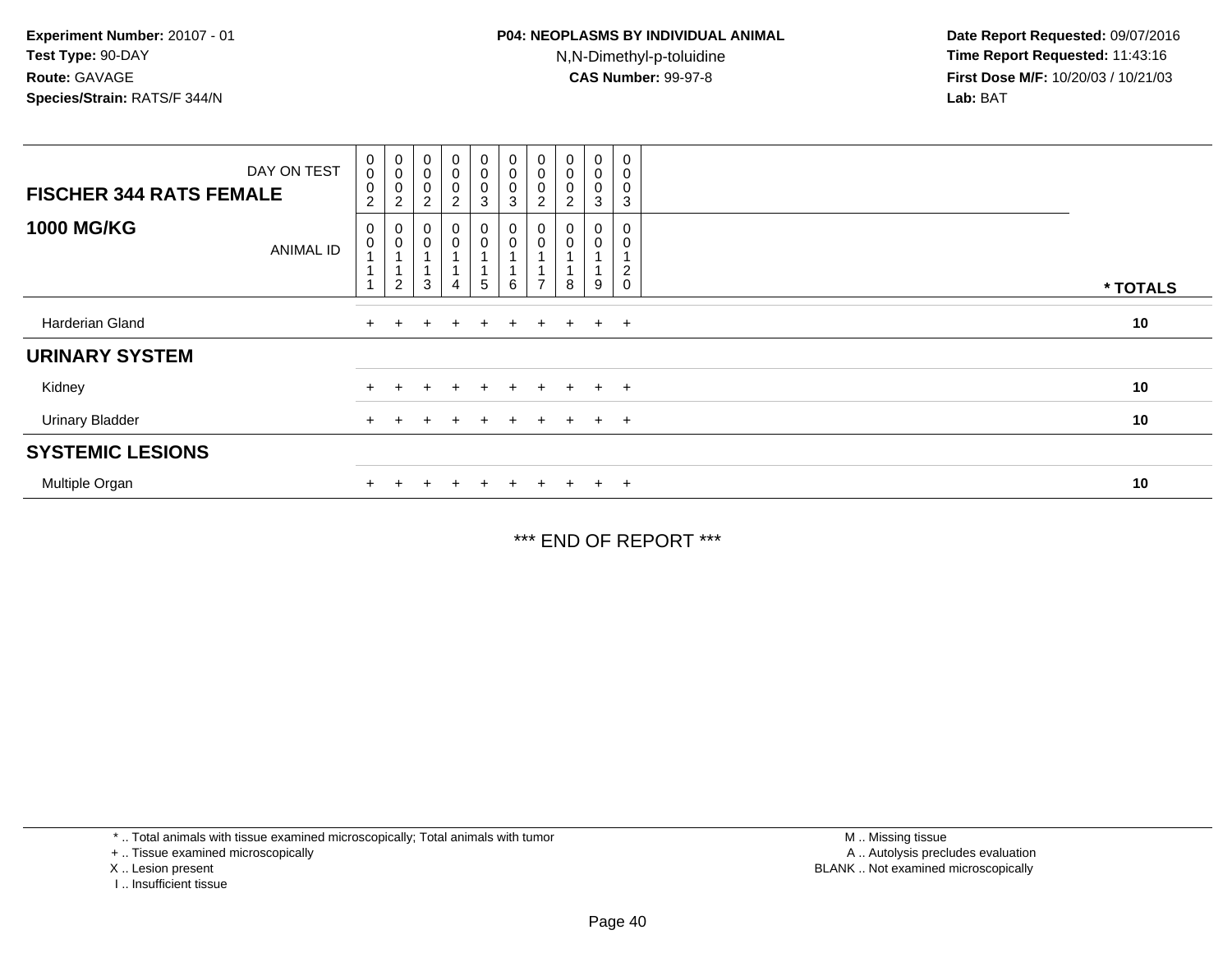**Experiment Number:** 20107 - 01
**Test Type:** 90-DAY
**Route:** GAVAGE
**Species/Strain:** RATS/F 344/N

**P04: NEOPLASMS BY INDIVIDUAL ANIMAL**
N,N-Dimethyl-p-toluidine
**CAS Number:** 99-97-8

**Date Report Requested:** 09/07/2016
**Time Report Requested:** 11:43:16
**First Dose M/F:** 10/20/03 / 10/21/03
**Lab:** BAT

| FISCHER 344 RATS FEMALE — DAY ON TEST | 0002 | 0002 | 0002 | 0002 | 0003 | 0003 | 0002 | 0002 | 0003 | 0003 | |
|---|---|---|---|---|---|---|---|---|---|---|---|
| **1000 MG/KG** — ANIMAL ID | 00111 | 00112 | 00113 | 00114 | 00115 | 00116 | 00117 | 00118 | 00119 | 00120 | * TOTALS |
| Harderian Gland | + | + | + | + | + | + | + | + | + | + | 10 |
| **URINARY SYSTEM** | | | | | | | | | | | |
| Kidney | + | + | + | + | + | + | + | + | + | + | 10 |
| Urinary Bladder | + | + | + | + | + | + | + | + | + | + | 10 |
| **SYSTEMIC LESIONS** | | | | | | | | | | | |
| Multiple Organ | + | + | + | + | + | + | + | + | + | + | 10 |

*** END OF REPORT ***

* .. Total animals with tissue examined microscopically; Total animals with tumor
+ .. Tissue examined microscopically
X .. Lesion present
I .. Insufficient tissue

M .. Missing tissue
A .. Autolysis precludes evaluation
BLANK .. Not examined microscopically